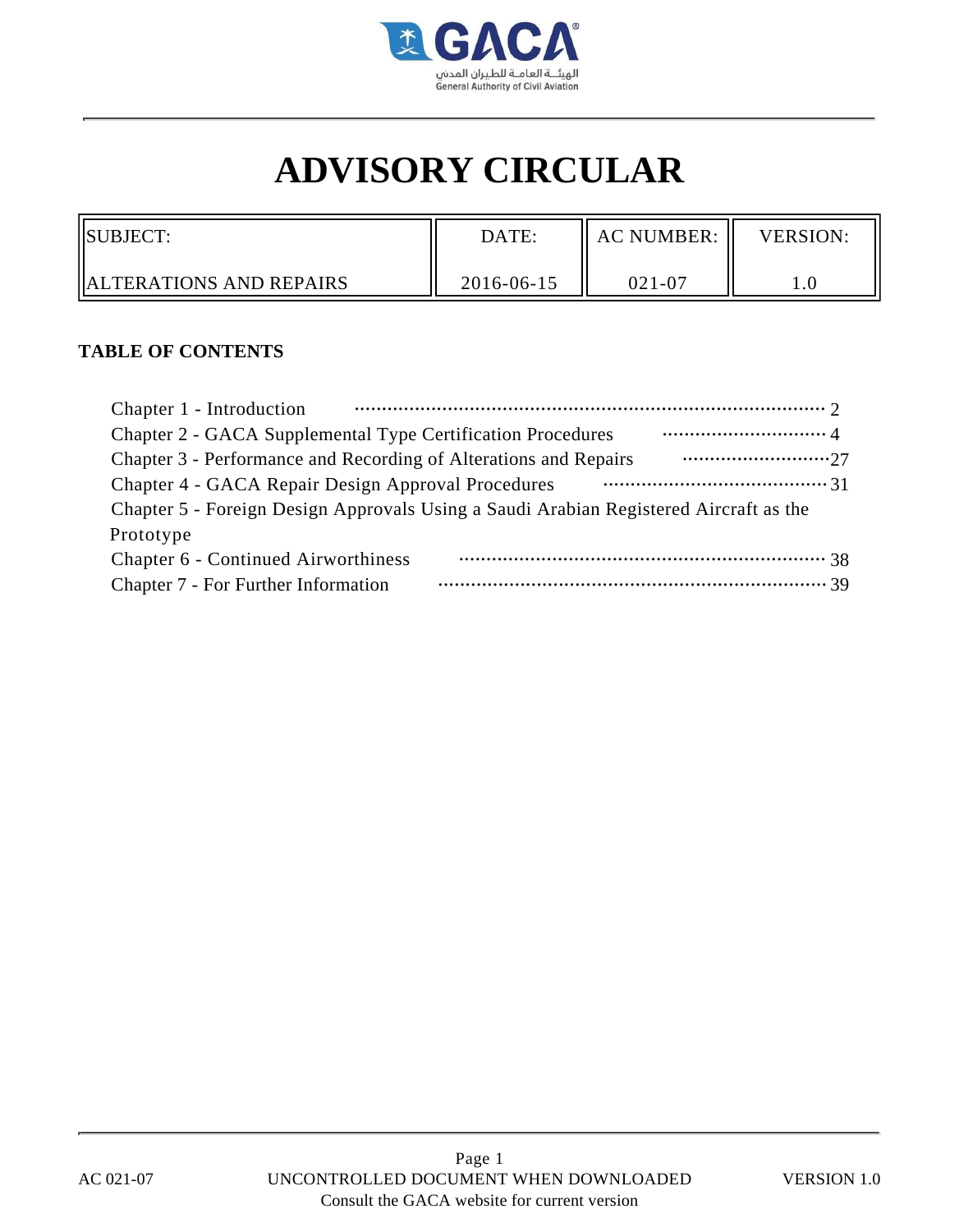# ADVISORY CIRCULAR

| SUBJECT: ALTERATIONS AND REPAIRS | DATE: 2016-06-15 | AC NUMBER: 021-07 | VERSION: 1.0 |
| --- | --- | --- | --- |

**TABLE OF CONTENTS**

Chapter 1 - Introduction ........ 2
Chapter 2 - GACA Supplemental Type Certification Procedures ........ 4
Chapter 3 - Performance and Recording of Alterations and Repairs ........ 27
Chapter 4 - GACA Repair Design Approval Procedures ........ 31
Chapter 5 - Foreign Design Approvals Using a Saudi Arabian Registered Aircraft as the Prototype
Chapter 6 - Continued Airworthiness ........ 38
Chapter 7 - For Further Information ........ 39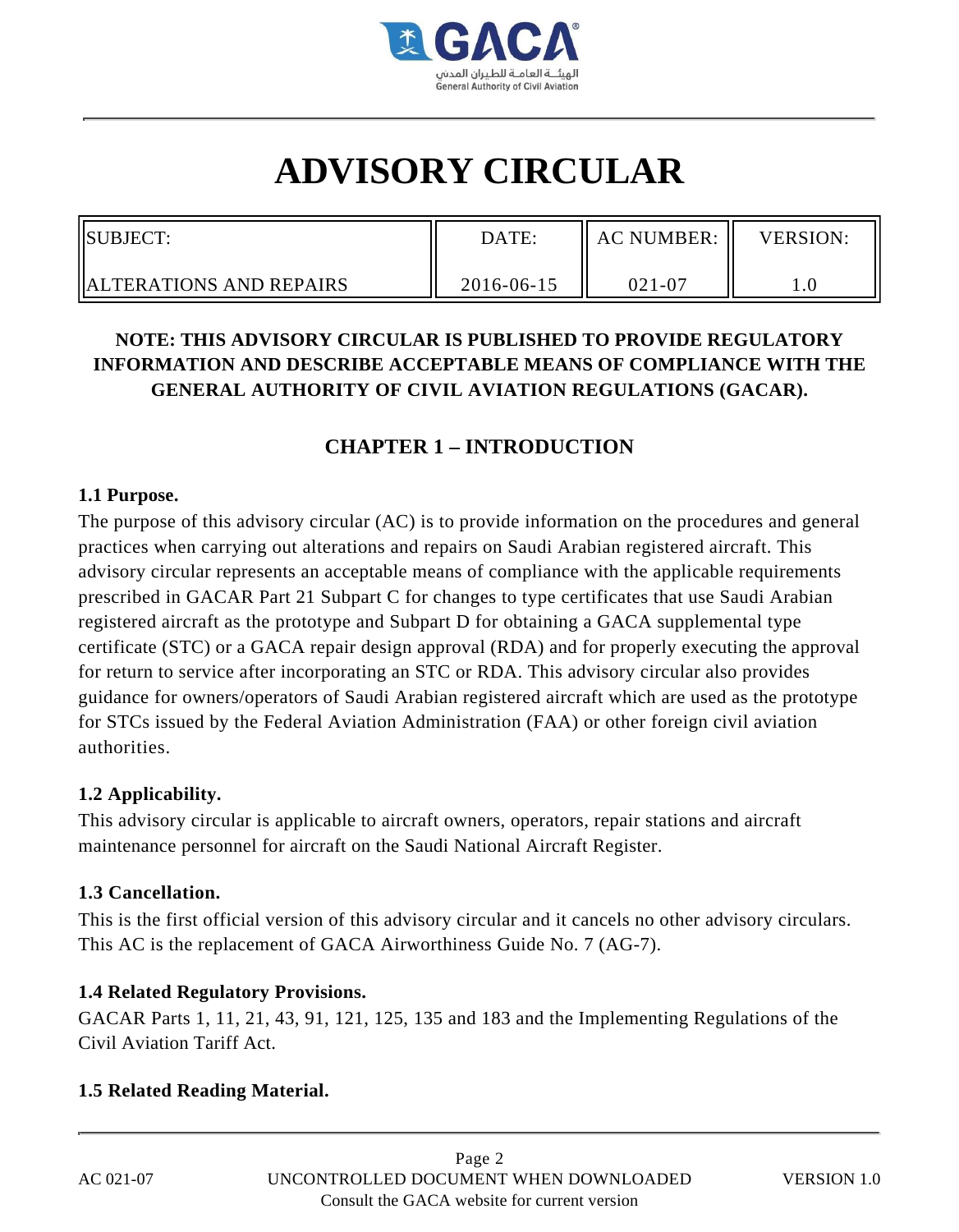# ADVISORY CIRCULAR

| SUBJECT: ALTERATIONS AND REPAIRS | DATE: 2016-06-15 | AC NUMBER: 021-07 | VERSION: 1.0 |
|---|---|---|---|

**NOTE: THIS ADVISORY CIRCULAR IS PUBLISHED TO PROVIDE REGULATORY INFORMATION AND DESCRIBE ACCEPTABLE MEANS OF COMPLIANCE WITH THE GENERAL AUTHORITY OF CIVIL AVIATION REGULATIONS (GACAR).**

## CHAPTER 1 – INTRODUCTION

### 1.1 Purpose.

The purpose of this advisory circular (AC) is to provide information on the procedures and general practices when carrying out alterations and repairs on Saudi Arabian registered aircraft. This advisory circular represents an acceptable means of compliance with the applicable requirements prescribed in GACAR Part 21 Subpart C for changes to type certificates that use Saudi Arabian registered aircraft as the prototype and Subpart D for obtaining a GACA supplemental type certificate (STC) or a GACA repair design approval (RDA) and for properly executing the approval for return to service after incorporating an STC or RDA. This advisory circular also provides guidance for owners/operators of Saudi Arabian registered aircraft which are used as the prototype for STCs issued by the Federal Aviation Administration (FAA) or other foreign civil aviation authorities.

### 1.2 Applicability.

This advisory circular is applicable to aircraft owners, operators, repair stations and aircraft maintenance personnel for aircraft on the Saudi National Aircraft Register.

### 1.3 Cancellation.

This is the first official version of this advisory circular and it cancels no other advisory circulars. This AC is the replacement of GACA Airworthiness Guide No. 7 (AG-7).

### 1.4 Related Regulatory Provisions.

GACAR Parts 1, 11, 21, 43, 91, 121, 125, 135 and 183 and the Implementing Regulations of the Civil Aviation Tariff Act.

### 1.5 Related Reading Material.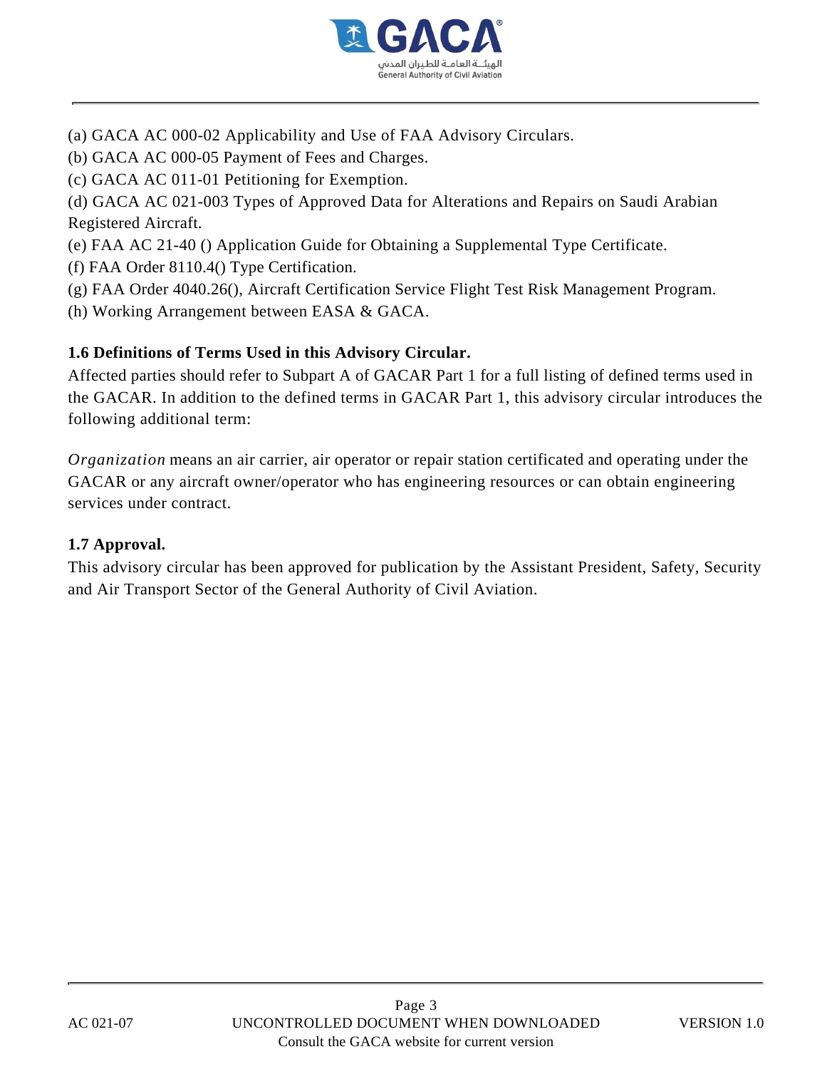(a) GACA AC 000-02 Applicability and Use of FAA Advisory Circulars.
(b) GACA AC 000-05 Payment of Fees and Charges.
(c) GACA AC 011-01 Petitioning for Exemption.
(d) GACA AC 021-003 Types of Approved Data for Alterations and Repairs on Saudi Arabian Registered Aircraft.
(e) FAA AC 21-40 () Application Guide for Obtaining a Supplemental Type Certificate.
(f) FAA Order 8110.4() Type Certification.
(g) FAA Order 4040.26(), Aircraft Certification Service Flight Test Risk Management Program.
(h) Working Arrangement between EASA & GACA.

**1.6 Definitions of Terms Used in this Advisory Circular.**

Affected parties should refer to Subpart A of GACAR Part 1 for a full listing of defined terms used in the GACAR. In addition to the defined terms in GACAR Part 1, this advisory circular introduces the following additional term:

*Organization* means an air carrier, air operator or repair station certificated and operating under the GACAR or any aircraft owner/operator who has engineering resources or can obtain engineering services under contract.

**1.7 Approval.**

This advisory circular has been approved for publication by the Assistant President, Safety, Security and Air Transport Sector of the General Authority of Civil Aviation.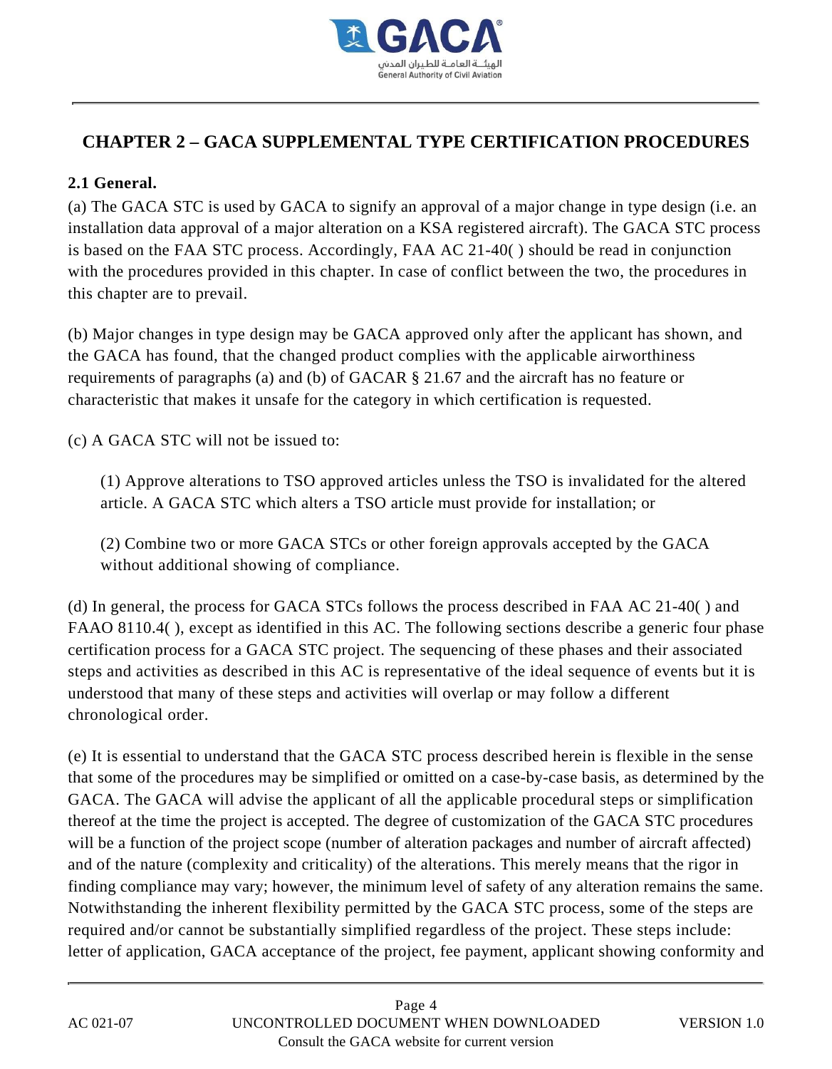## CHAPTER 2 – GACA SUPPLEMENTAL TYPE CERTIFICATION PROCEDURES

### 2.1 General.

(a) The GACA STC is used by GACA to signify an approval of a major change in type design (i.e. an installation data approval of a major alteration on a KSA registered aircraft). The GACA STC process is based on the FAA STC process. Accordingly, FAA AC 21-40( ) should be read in conjunction with the procedures provided in this chapter. In case of conflict between the two, the procedures in this chapter are to prevail.

(b) Major changes in type design may be GACA approved only after the applicant has shown, and the GACA has found, that the changed product complies with the applicable airworthiness requirements of paragraphs (a) and (b) of GACAR § 21.67 and the aircraft has no feature or characteristic that makes it unsafe for the category in which certification is requested.

(c) A GACA STC will not be issued to:

> (1) Approve alterations to TSO approved articles unless the TSO is invalidated for the altered article. A GACA STC which alters a TSO article must provide for installation; or
>
> (2) Combine two or more GACA STCs or other foreign approvals accepted by the GACA without additional showing of compliance.

(d) In general, the process for GACA STCs follows the process described in FAA AC 21-40( ) and FAAO 8110.4( ), except as identified in this AC. The following sections describe a generic four phase certification process for a GACA STC project. The sequencing of these phases and their associated steps and activities as described in this AC is representative of the ideal sequence of events but it is understood that many of these steps and activities will overlap or may follow a different chronological order.

(e) It is essential to understand that the GACA STC process described herein is flexible in the sense that some of the procedures may be simplified or omitted on a case-by-case basis, as determined by the GACA. The GACA will advise the applicant of all the applicable procedural steps or simplification thereof at the time the project is accepted. The degree of customization of the GACA STC procedures will be a function of the project scope (number of alteration packages and number of aircraft affected) and of the nature (complexity and criticality) of the alterations. This merely means that the rigor in finding compliance may vary; however, the minimum level of safety of any alteration remains the same. Notwithstanding the inherent flexibility permitted by the GACA STC process, some of the steps are required and/or cannot be substantially simplified regardless of the project. These steps include: letter of application, GACA acceptance of the project, fee payment, applicant showing conformity and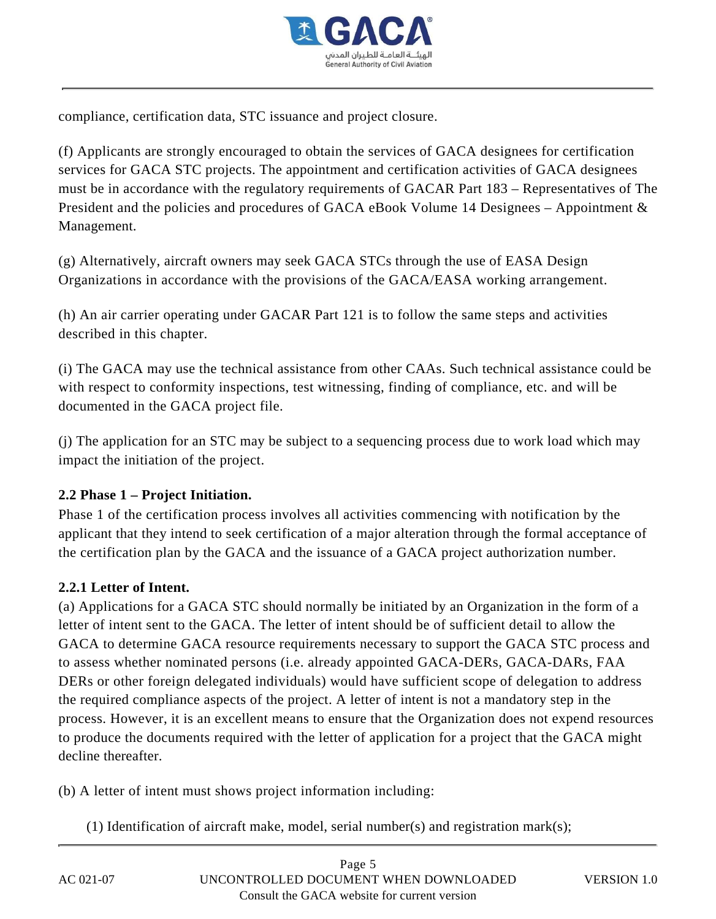compliance, certification data, STC issuance and project closure.

(f) Applicants are strongly encouraged to obtain the services of GACA designees for certification services for GACA STC projects. The appointment and certification activities of GACA designees must be in accordance with the regulatory requirements of GACAR Part 183 – Representatives of The President and the policies and procedures of GACA eBook Volume 14 Designees – Appointment & Management.

(g) Alternatively, aircraft owners may seek GACA STCs through the use of EASA Design Organizations in accordance with the provisions of the GACA/EASA working arrangement.

(h) An air carrier operating under GACAR Part 121 is to follow the same steps and activities described in this chapter.

(i) The GACA may use the technical assistance from other CAAs. Such technical assistance could be with respect to conformity inspections, test witnessing, finding of compliance, etc. and will be documented in the GACA project file.

(j) The application for an STC may be subject to a sequencing process due to work load which may impact the initiation of the project.

### 2.2 Phase 1 – Project Initiation.

Phase 1 of the certification process involves all activities commencing with notification by the applicant that they intend to seek certification of a major alteration through the formal acceptance of the certification plan by the GACA and the issuance of a GACA project authorization number.

#### 2.2.1 Letter of Intent.

(a) Applications for a GACA STC should normally be initiated by an Organization in the form of a letter of intent sent to the GACA. The letter of intent should be of sufficient detail to allow the GACA to determine GACA resource requirements necessary to support the GACA STC process and to assess whether nominated persons (i.e. already appointed GACA-DERs, GACA-DARs, FAA DERs or other foreign delegated individuals) would have sufficient scope of delegation to address the required compliance aspects of the project. A letter of intent is not a mandatory step in the process. However, it is an excellent means to ensure that the Organization does not expend resources to produce the documents required with the letter of application for a project that the GACA might decline thereafter.

(b) A letter of intent must shows project information including:

(1) Identification of aircraft make, model, serial number(s) and registration mark(s);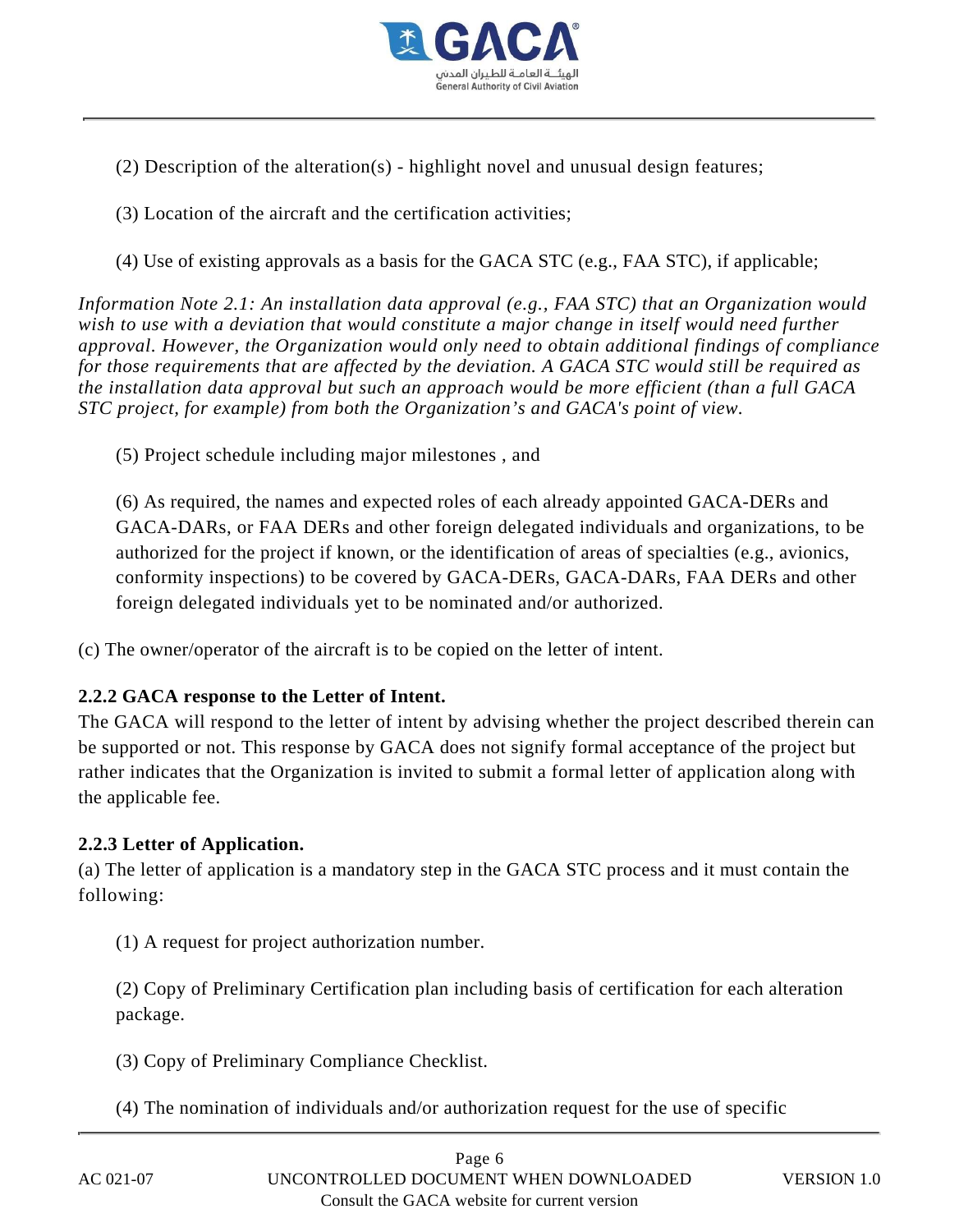(2) Description of the alteration(s) - highlight novel and unusual design features;

(3) Location of the aircraft and the certification activities;

(4) Use of existing approvals as a basis for the GACA STC (e.g., FAA STC), if applicable;

*Information Note 2.1: An installation data approval (e.g., FAA STC) that an Organization would wish to use with a deviation that would constitute a major change in itself would need further approval. However, the Organization would only need to obtain additional findings of compliance for those requirements that are affected by the deviation. A GACA STC would still be required as the installation data approval but such an approach would be more efficient (than a full GACA STC project, for example) from both the Organization's and GACA's point of view.*

(5) Project schedule including major milestones , and

(6) As required, the names and expected roles of each already appointed GACA-DERs and GACA-DARs, or FAA DERs and other foreign delegated individuals and organizations, to be authorized for the project if known, or the identification of areas of specialties (e.g., avionics, conformity inspections) to be covered by GACA-DERs, GACA-DARs, FAA DERs and other foreign delegated individuals yet to be nominated and/or authorized.

(c) The owner/operator of the aircraft is to be copied on the letter of intent.

**2.2.2 GACA response to the Letter of Intent.**

The GACA will respond to the letter of intent by advising whether the project described therein can be supported or not. This response by GACA does not signify formal acceptance of the project but rather indicates that the Organization is invited to submit a formal letter of application along with the applicable fee.

**2.2.3 Letter of Application.**

(a) The letter of application is a mandatory step in the GACA STC process and it must contain the following:

(1) A request for project authorization number.

(2) Copy of Preliminary Certification plan including basis of certification for each alteration package.

(3) Copy of Preliminary Compliance Checklist.

(4) The nomination of individuals and/or authorization request for the use of specific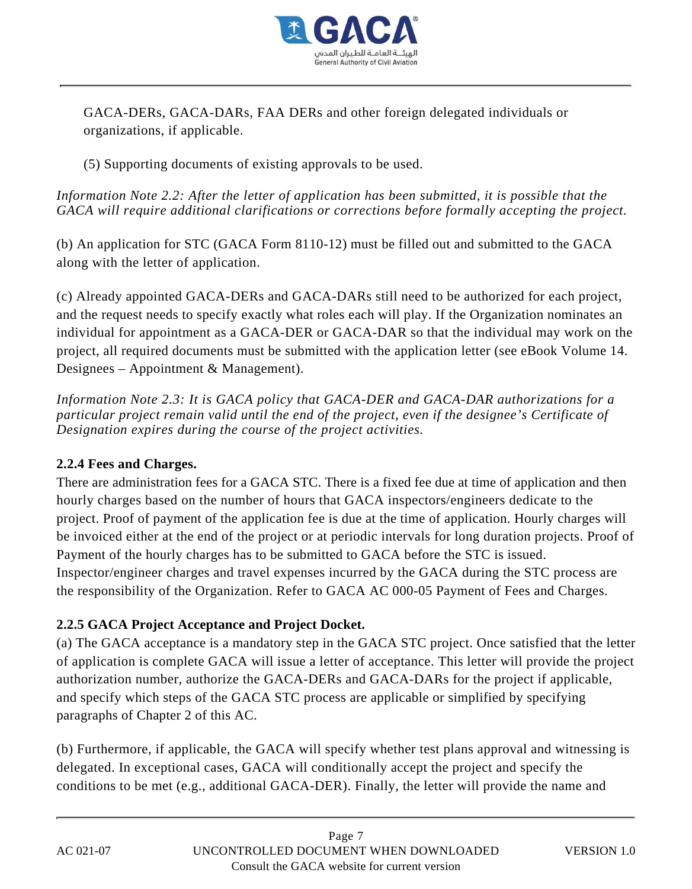GACA-DERs, GACA-DARs, FAA DERs and other foreign delegated individuals or organizations, if applicable.

(5) Supporting documents of existing approvals to be used.

*Information Note 2.2: After the letter of application has been submitted, it is possible that the GACA will require additional clarifications or corrections before formally accepting the project.*

(b) An application for STC (GACA Form 8110-12) must be filled out and submitted to the GACA along with the letter of application.

(c) Already appointed GACA-DERs and GACA-DARs still need to be authorized for each project, and the request needs to specify exactly what roles each will play. If the Organization nominates an individual for appointment as a GACA-DER or GACA-DAR so that the individual may work on the project, all required documents must be submitted with the application letter (see eBook Volume 14. Designees – Appointment & Management).

*Information Note 2.3: It is GACA policy that GACA-DER and GACA-DAR authorizations for a particular project remain valid until the end of the project, even if the designee's Certificate of Designation expires during the course of the project activities.*

**2.2.4 Fees and Charges.**

There are administration fees for a GACA STC. There is a fixed fee due at time of application and then hourly charges based on the number of hours that GACA inspectors/engineers dedicate to the project. Proof of payment of the application fee is due at the time of application. Hourly charges will be invoiced either at the end of the project or at periodic intervals for long duration projects. Proof of Payment of the hourly charges has to be submitted to GACA before the STC is issued. Inspector/engineer charges and travel expenses incurred by the GACA during the STC process are the responsibility of the Organization. Refer to GACA AC 000-05 Payment of Fees and Charges.

**2.2.5 GACA Project Acceptance and Project Docket.**

(a) The GACA acceptance is a mandatory step in the GACA STC project. Once satisfied that the letter of application is complete GACA will issue a letter of acceptance. This letter will provide the project authorization number, authorize the GACA-DERs and GACA-DARs for the project if applicable, and specify which steps of the GACA STC process are applicable or simplified by specifying paragraphs of Chapter 2 of this AC.

(b) Furthermore, if applicable, the GACA will specify whether test plans approval and witnessing is delegated. In exceptional cases, GACA will conditionally accept the project and specify the conditions to be met (e.g., additional GACA-DER). Finally, the letter will provide the name and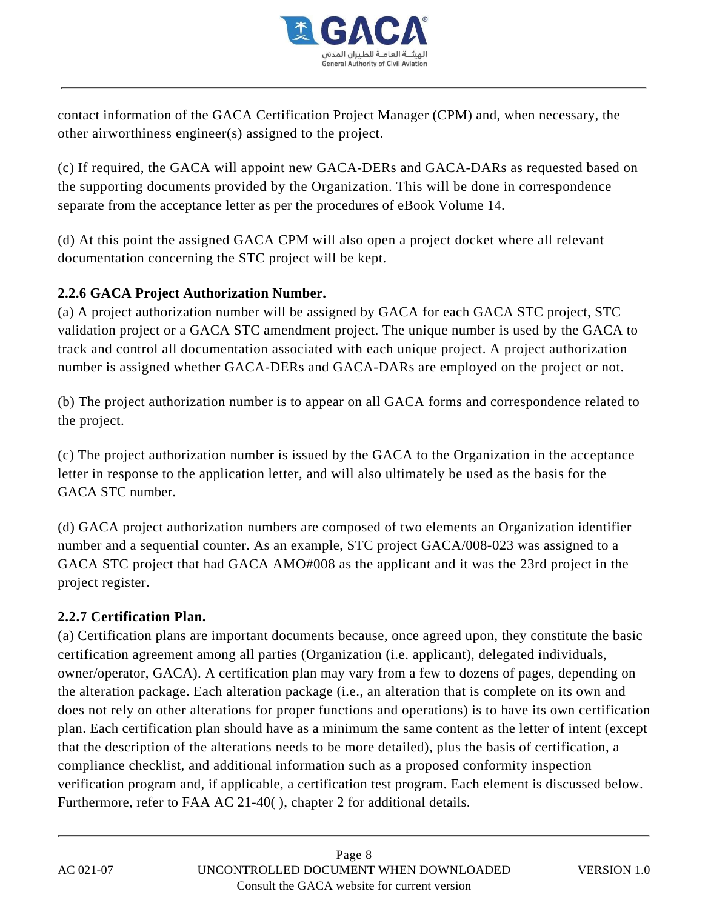contact information of the GACA Certification Project Manager (CPM) and, when necessary, the other airworthiness engineer(s) assigned to the project.

(c) If required, the GACA will appoint new GACA-DERs and GACA-DARs as requested based on the supporting documents provided by the Organization. This will be done in correspondence separate from the acceptance letter as per the procedures of eBook Volume 14.

(d) At this point the assigned GACA CPM will also open a project docket where all relevant documentation concerning the STC project will be kept.

**2.2.6 GACA Project Authorization Number.**

(a) A project authorization number will be assigned by GACA for each GACA STC project, STC validation project or a GACA STC amendment project. The unique number is used by the GACA to track and control all documentation associated with each unique project. A project authorization number is assigned whether GACA-DERs and GACA-DARs are employed on the project or not.

(b) The project authorization number is to appear on all GACA forms and correspondence related to the project.

(c) The project authorization number is issued by the GACA to the Organization in the acceptance letter in response to the application letter, and will also ultimately be used as the basis for the GACA STC number.

(d) GACA project authorization numbers are composed of two elements an Organization identifier number and a sequential counter. As an example, STC project GACA/008-023 was assigned to a GACA STC project that had GACA AMO#008 as the applicant and it was the 23rd project in the project register.

**2.2.7 Certification Plan.**

(a) Certification plans are important documents because, once agreed upon, they constitute the basic certification agreement among all parties (Organization (i.e. applicant), delegated individuals, owner/operator, GACA). A certification plan may vary from a few to dozens of pages, depending on the alteration package. Each alteration package (i.e., an alteration that is complete on its own and does not rely on other alterations for proper functions and operations) is to have its own certification plan. Each certification plan should have as a minimum the same content as the letter of intent (except that the description of the alterations needs to be more detailed), plus the basis of certification, a compliance checklist, and additional information such as a proposed conformity inspection verification program and, if applicable, a certification test program. Each element is discussed below. Furthermore, refer to FAA AC 21-40( ), chapter 2 for additional details.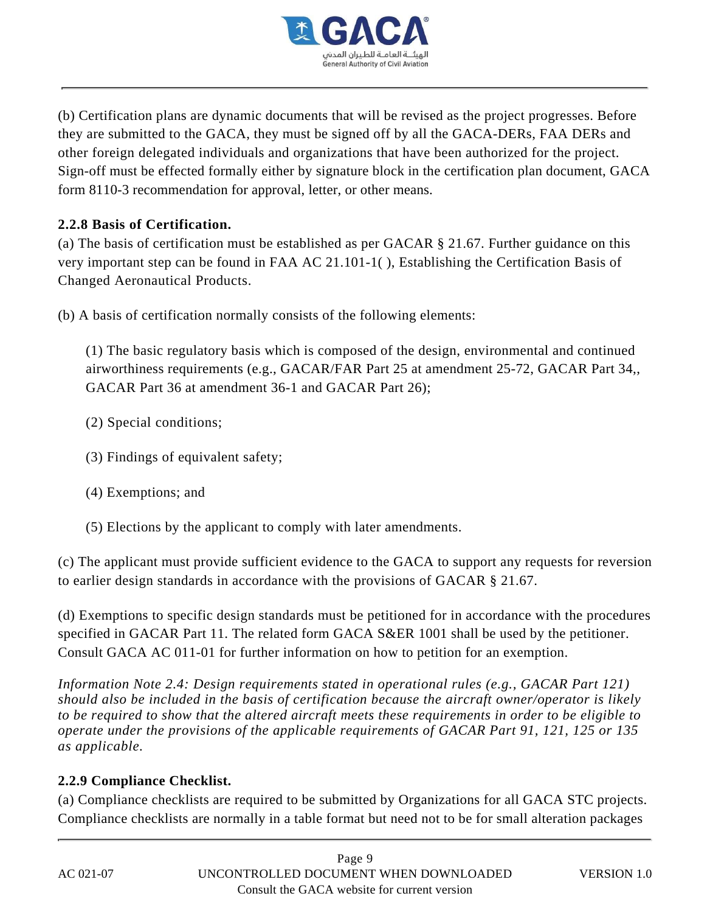(b) Certification plans are dynamic documents that will be revised as the project progresses. Before they are submitted to the GACA, they must be signed off by all the GACA-DERs, FAA DERs and other foreign delegated individuals and organizations that have been authorized for the project. Sign-off must be effected formally either by signature block in the certification plan document, GACA form 8110-3 recommendation for approval, letter, or other means.

### 2.2.8 Basis of Certification.

(a) The basis of certification must be established as per GACAR § 21.67. Further guidance on this very important step can be found in FAA AC 21.101-1( ), Establishing the Certification Basis of Changed Aeronautical Products.

(b) A basis of certification normally consists of the following elements:

(1) The basic regulatory basis which is composed of the design, environmental and continued airworthiness requirements (e.g., GACAR/FAR Part 25 at amendment 25-72, GACAR Part 34,, GACAR Part 36 at amendment 36-1 and GACAR Part 26);

(2) Special conditions;

(3) Findings of equivalent safety;

(4) Exemptions; and

(5) Elections by the applicant to comply with later amendments.

(c) The applicant must provide sufficient evidence to the GACA to support any requests for reversion to earlier design standards in accordance with the provisions of GACAR § 21.67.

(d) Exemptions to specific design standards must be petitioned for in accordance with the procedures specified in GACAR Part 11. The related form GACA S&ER 1001 shall be used by the petitioner. Consult GACA AC 011-01 for further information on how to petition for an exemption.

*Information Note 2.4: Design requirements stated in operational rules (e.g., GACAR Part 121) should also be included in the basis of certification because the aircraft owner/operator is likely to be required to show that the altered aircraft meets these requirements in order to be eligible to operate under the provisions of the applicable requirements of GACAR Part 91, 121, 125 or 135 as applicable.*

### 2.2.9 Compliance Checklist.

(a) Compliance checklists are required to be submitted by Organizations for all GACA STC projects. Compliance checklists are normally in a table format but need not to be for small alteration packages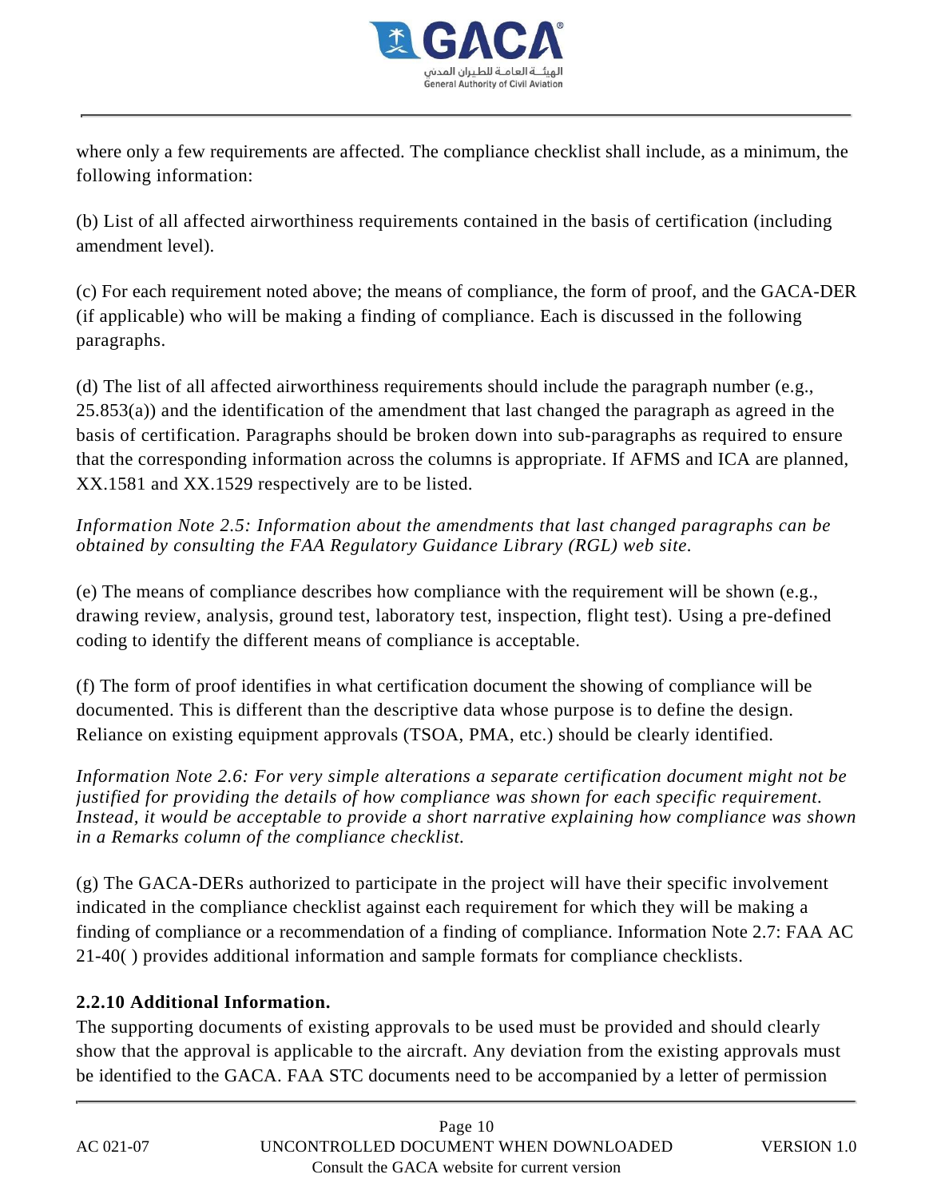where only a few requirements are affected. The compliance checklist shall include, as a minimum, the following information:

(b) List of all affected airworthiness requirements contained in the basis of certification (including amendment level).

(c) For each requirement noted above; the means of compliance, the form of proof, and the GACA-DER (if applicable) who will be making a finding of compliance. Each is discussed in the following paragraphs.

(d) The list of all affected airworthiness requirements should include the paragraph number (e.g., 25.853(a)) and the identification of the amendment that last changed the paragraph as agreed in the basis of certification. Paragraphs should be broken down into sub-paragraphs as required to ensure that the corresponding information across the columns is appropriate. If AFMS and ICA are planned, XX.1581 and XX.1529 respectively are to be listed.

*Information Note 2.5: Information about the amendments that last changed paragraphs can be obtained by consulting the FAA Regulatory Guidance Library (RGL) web site.*

(e) The means of compliance describes how compliance with the requirement will be shown (e.g., drawing review, analysis, ground test, laboratory test, inspection, flight test). Using a pre-defined coding to identify the different means of compliance is acceptable.

(f) The form of proof identifies in what certification document the showing of compliance will be documented. This is different than the descriptive data whose purpose is to define the design. Reliance on existing equipment approvals (TSOA, PMA, etc.) should be clearly identified.

*Information Note 2.6: For very simple alterations a separate certification document might not be justified for providing the details of how compliance was shown for each specific requirement. Instead, it would be acceptable to provide a short narrative explaining how compliance was shown in a Remarks column of the compliance checklist.*

(g) The GACA-DERs authorized to participate in the project will have their specific involvement indicated in the compliance checklist against each requirement for which they will be making a finding of compliance or a recommendation of a finding of compliance. Information Note 2.7: FAA AC 21-40( ) provides additional information and sample formats for compliance checklists.

**2.2.10 Additional Information.**
The supporting documents of existing approvals to be used must be provided and should clearly show that the approval is applicable to the aircraft. Any deviation from the existing approvals must be identified to the GACA. FAA STC documents need to be accompanied by a letter of permission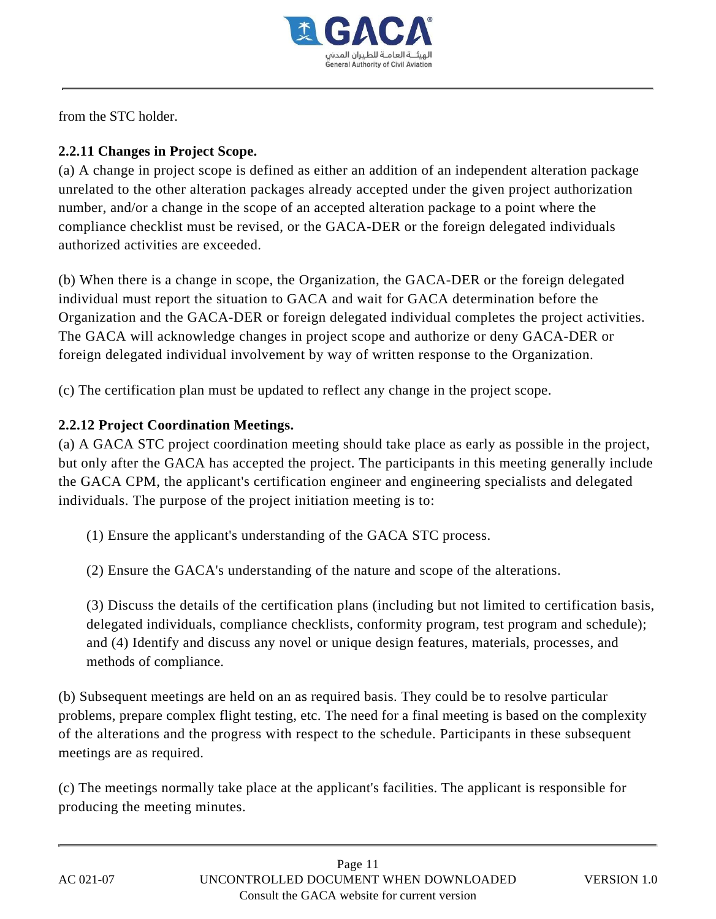from the STC holder.

**2.2.11 Changes in Project Scope.**

(a) A change in project scope is defined as either an addition of an independent alteration package unrelated to the other alteration packages already accepted under the given project authorization number, and/or a change in the scope of an accepted alteration package to a point where the compliance checklist must be revised, or the GACA-DER or the foreign delegated individuals authorized activities are exceeded.

(b) When there is a change in scope, the Organization, the GACA-DER or the foreign delegated individual must report the situation to GACA and wait for GACA determination before the Organization and the GACA-DER or foreign delegated individual completes the project activities. The GACA will acknowledge changes in project scope and authorize or deny GACA-DER or foreign delegated individual involvement by way of written response to the Organization.

(c) The certification plan must be updated to reflect any change in the project scope.

**2.2.12 Project Coordination Meetings.**

(a) A GACA STC project coordination meeting should take place as early as possible in the project, but only after the GACA has accepted the project. The participants in this meeting generally include the GACA CPM, the applicant's certification engineer and engineering specialists and delegated individuals. The purpose of the project initiation meeting is to:

(1) Ensure the applicant's understanding of the GACA STC process.

(2) Ensure the GACA's understanding of the nature and scope of the alterations.

(3) Discuss the details of the certification plans (including but not limited to certification basis, delegated individuals, compliance checklists, conformity program, test program and schedule); and (4) Identify and discuss any novel or unique design features, materials, processes, and methods of compliance.

(b) Subsequent meetings are held on an as required basis. They could be to resolve particular problems, prepare complex flight testing, etc. The need for a final meeting is based on the complexity of the alterations and the progress with respect to the schedule. Participants in these subsequent meetings are as required.

(c) The meetings normally take place at the applicant's facilities. The applicant is responsible for producing the meeting minutes.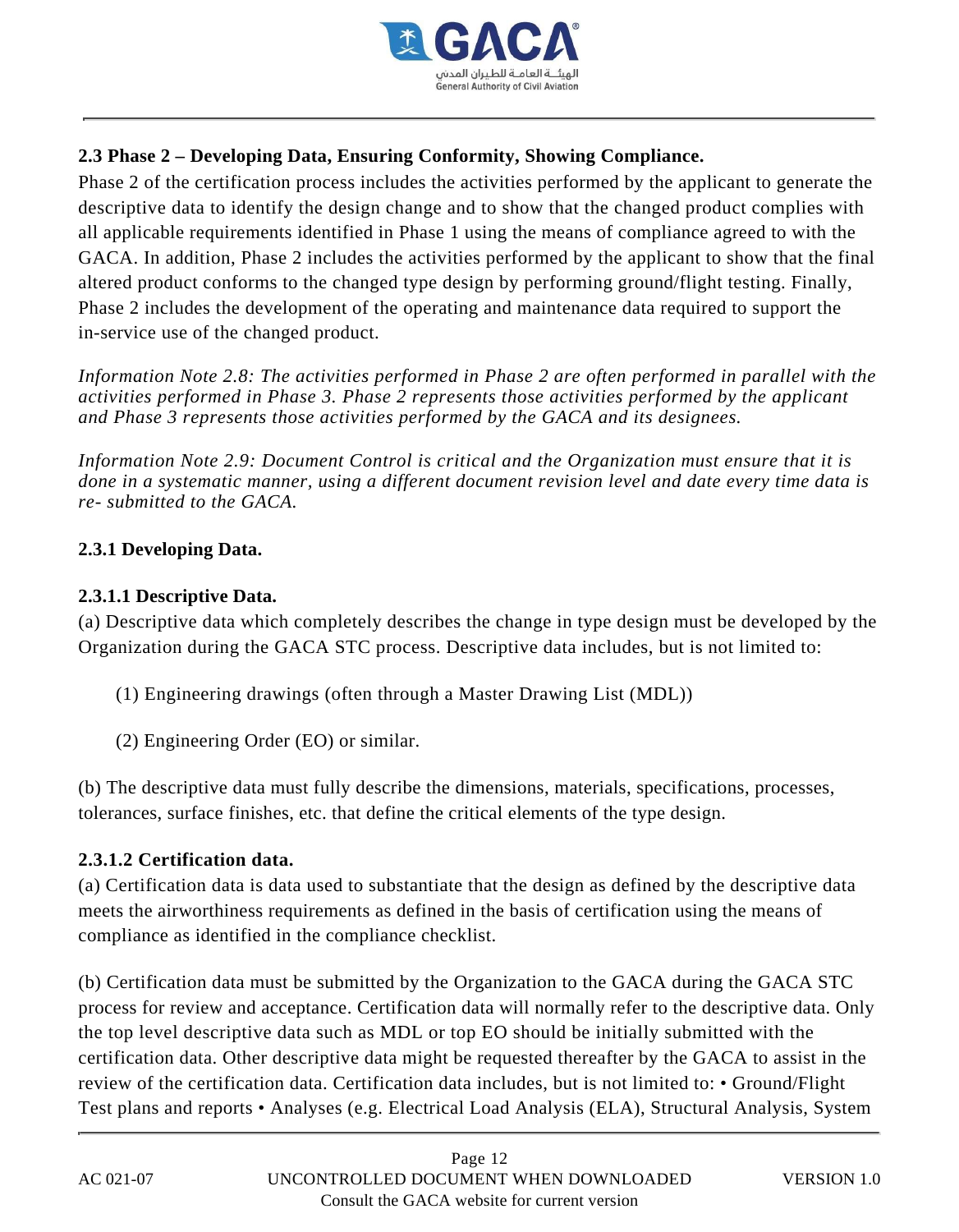## 2.3 Phase 2 – Developing Data, Ensuring Conformity, Showing Compliance.

Phase 2 of the certification process includes the activities performed by the applicant to generate the descriptive data to identify the design change and to show that the changed product complies with all applicable requirements identified in Phase 1 using the means of compliance agreed to with the GACA. In addition, Phase 2 includes the activities performed by the applicant to show that the final altered product conforms to the changed type design by performing ground/flight testing. Finally, Phase 2 includes the development of the operating and maintenance data required to support the in-service use of the changed product.

*Information Note 2.8: The activities performed in Phase 2 are often performed in parallel with the activities performed in Phase 3. Phase 2 represents those activities performed by the applicant and Phase 3 represents those activities performed by the GACA and its designees.*

*Information Note 2.9: Document Control is critical and the Organization must ensure that it is done in a systematic manner, using a different document revision level and date every time data is re- submitted to the GACA.*

### 2.3.1 Developing Data.

#### 2.3.1.1 Descriptive Data.

(a) Descriptive data which completely describes the change in type design must be developed by the Organization during the GACA STC process. Descriptive data includes, but is not limited to:

(1) Engineering drawings (often through a Master Drawing List (MDL))

(2) Engineering Order (EO) or similar.

(b) The descriptive data must fully describe the dimensions, materials, specifications, processes, tolerances, surface finishes, etc. that define the critical elements of the type design.

#### 2.3.1.2 Certification data.

(a) Certification data is data used to substantiate that the design as defined by the descriptive data meets the airworthiness requirements as defined in the basis of certification using the means of compliance as identified in the compliance checklist.

(b) Certification data must be submitted by the Organization to the GACA during the GACA STC process for review and acceptance. Certification data will normally refer to the descriptive data. Only the top level descriptive data such as MDL or top EO should be initially submitted with the certification data. Other descriptive data might be requested thereafter by the GACA to assist in the review of the certification data. Certification data includes, but is not limited to: • Ground/Flight Test plans and reports • Analyses (e.g. Electrical Load Analysis (ELA), Structural Analysis, System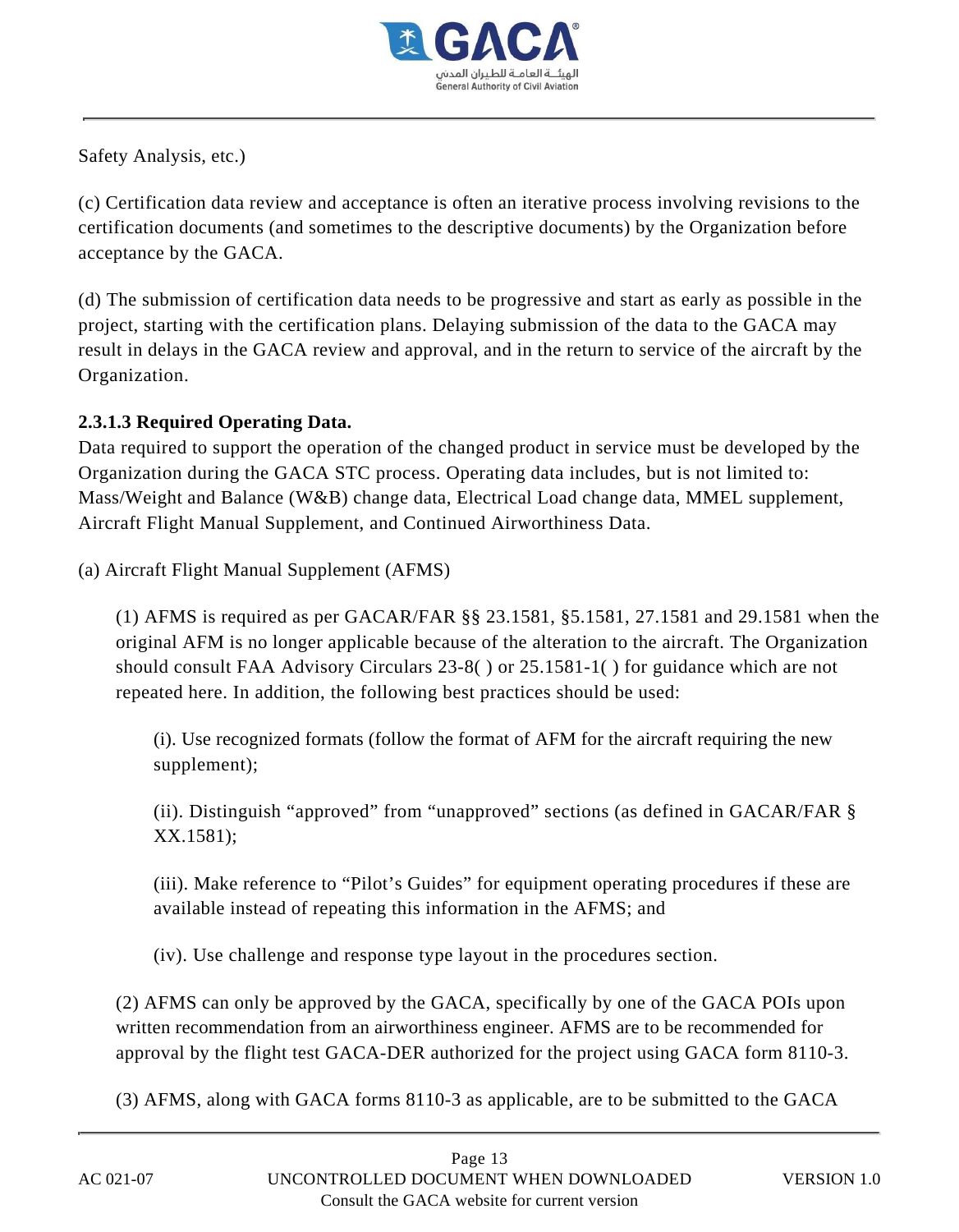Safety Analysis, etc.)

(c) Certification data review and acceptance is often an iterative process involving revisions to the certification documents (and sometimes to the descriptive documents) by the Organization before acceptance by the GACA.

(d) The submission of certification data needs to be progressive and start as early as possible in the project, starting with the certification plans. Delaying submission of the data to the GACA may result in delays in the GACA review and approval, and in the return to service of the aircraft by the Organization.

**2.3.1.3 Required Operating Data.**
Data required to support the operation of the changed product in service must be developed by the Organization during the GACA STC process. Operating data includes, but is not limited to: Mass/Weight and Balance (W&B) change data, Electrical Load change data, MMEL supplement, Aircraft Flight Manual Supplement, and Continued Airworthiness Data.

(a) Aircraft Flight Manual Supplement (AFMS)

(1) AFMS is required as per GACAR/FAR §§ 23.1581, §5.1581, 27.1581 and 29.1581 when the original AFM is no longer applicable because of the alteration to the aircraft. The Organization should consult FAA Advisory Circulars 23-8( ) or 25.1581-1( ) for guidance which are not repeated here. In addition, the following best practices should be used:

(i). Use recognized formats (follow the format of AFM for the aircraft requiring the new supplement);

(ii). Distinguish “approved” from “unapproved” sections (as defined in GACAR/FAR § XX.1581);

(iii). Make reference to “Pilot’s Guides” for equipment operating procedures if these are available instead of repeating this information in the AFMS; and

(iv). Use challenge and response type layout in the procedures section.

(2) AFMS can only be approved by the GACA, specifically by one of the GACA POIs upon written recommendation from an airworthiness engineer. AFMS are to be recommended for approval by the flight test GACA-DER authorized for the project using GACA form 8110-3.

(3) AFMS, along with GACA forms 8110-3 as applicable, are to be submitted to the GACA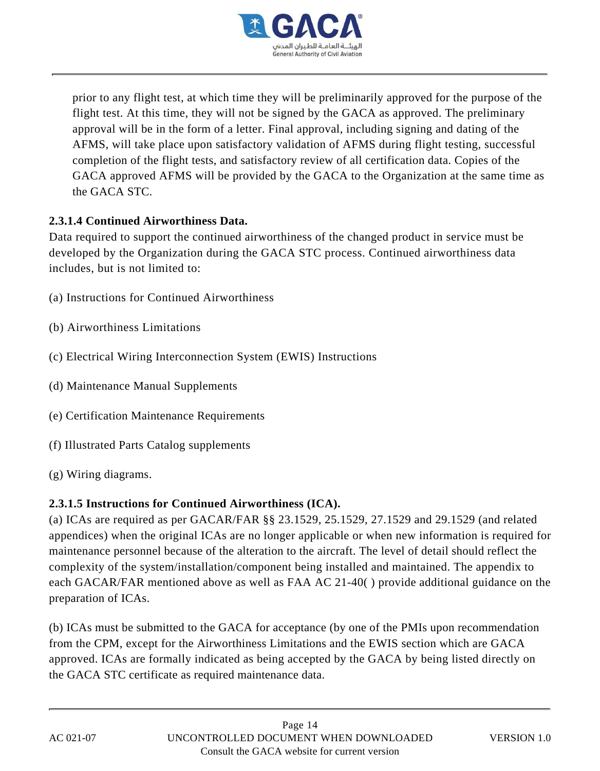prior to any flight test, at which time they will be preliminarily approved for the purpose of the flight test. At this time, they will not be signed by the GACA as approved. The preliminary approval will be in the form of a letter. Final approval, including signing and dating of the AFMS, will take place upon satisfactory validation of AFMS during flight testing, successful completion of the flight tests, and satisfactory review of all certification data. Copies of the GACA approved AFMS will be provided by the GACA to the Organization at the same time as the GACA STC.

**2.3.1.4 Continued Airworthiness Data.**

Data required to support the continued airworthiness of the changed product in service must be developed by the Organization during the GACA STC process. Continued airworthiness data includes, but is not limited to:

(a) Instructions for Continued Airworthiness

(b) Airworthiness Limitations

(c) Electrical Wiring Interconnection System (EWIS) Instructions

(d) Maintenance Manual Supplements

(e) Certification Maintenance Requirements

(f) Illustrated Parts Catalog supplements

(g) Wiring diagrams.

**2.3.1.5 Instructions for Continued Airworthiness (ICA).**

(a) ICAs are required as per GACAR/FAR §§ 23.1529, 25.1529, 27.1529 and 29.1529 (and related appendices) when the original ICAs are no longer applicable or when new information is required for maintenance personnel because of the alteration to the aircraft. The level of detail should reflect the complexity of the system/installation/component being installed and maintained. The appendix to each GACAR/FAR mentioned above as well as FAA AC 21-40( ) provide additional guidance on the preparation of ICAs.

(b) ICAs must be submitted to the GACA for acceptance (by one of the PMIs upon recommendation from the CPM, except for the Airworthiness Limitations and the EWIS section which are GACA approved. ICAs are formally indicated as being accepted by the GACA by being listed directly on the GACA STC certificate as required maintenance data.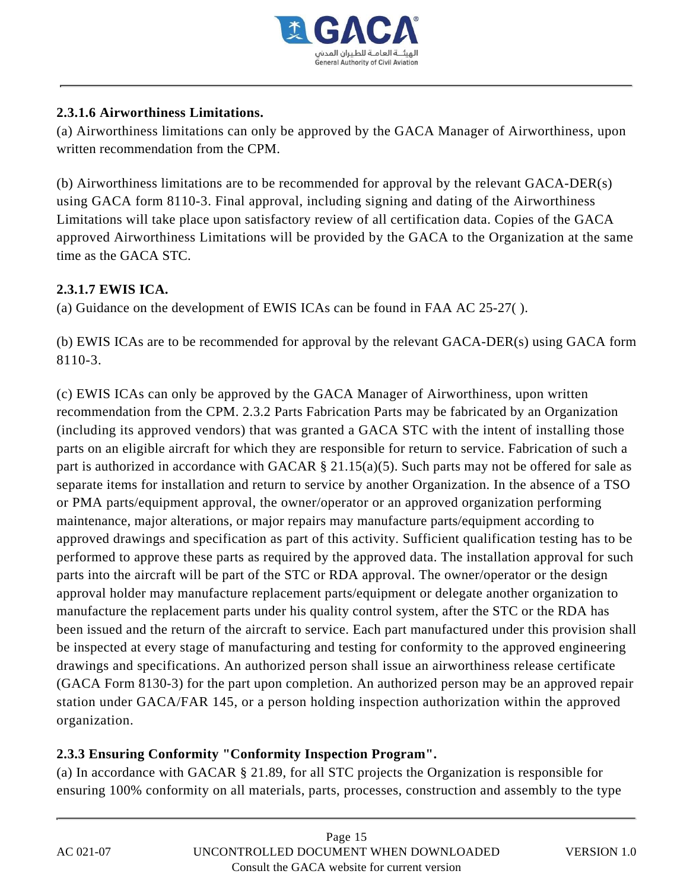**2.3.1.6 Airworthiness Limitations.**

(a) Airworthiness limitations can only be approved by the GACA Manager of Airworthiness, upon written recommendation from the CPM.

(b) Airworthiness limitations are to be recommended for approval by the relevant GACA-DER(s) using GACA form 8110-3. Final approval, including signing and dating of the Airworthiness Limitations will take place upon satisfactory review of all certification data. Copies of the GACA approved Airworthiness Limitations will be provided by the GACA to the Organization at the same time as the GACA STC.

**2.3.1.7 EWIS ICA.**

(a) Guidance on the development of EWIS ICAs can be found in FAA AC 25-27( ).

(b) EWIS ICAs are to be recommended for approval by the relevant GACA-DER(s) using GACA form 8110-3.

(c) EWIS ICAs can only be approved by the GACA Manager of Airworthiness, upon written recommendation from the CPM. 2.3.2 Parts Fabrication Parts may be fabricated by an Organization (including its approved vendors) that was granted a GACA STC with the intent of installing those parts on an eligible aircraft for which they are responsible for return to service. Fabrication of such a part is authorized in accordance with GACAR § 21.15(a)(5). Such parts may not be offered for sale as separate items for installation and return to service by another Organization. In the absence of a TSO or PMA parts/equipment approval, the owner/operator or an approved organization performing maintenance, major alterations, or major repairs may manufacture parts/equipment according to approved drawings and specification as part of this activity. Sufficient qualification testing has to be performed to approve these parts as required by the approved data. The installation approval for such parts into the aircraft will be part of the STC or RDA approval. The owner/operator or the design approval holder may manufacture replacement parts/equipment or delegate another organization to manufacture the replacement parts under his quality control system, after the STC or the RDA has been issued and the return of the aircraft to service. Each part manufactured under this provision shall be inspected at every stage of manufacturing and testing for conformity to the approved engineering drawings and specifications. An authorized person shall issue an airworthiness release certificate (GACA Form 8130-3) for the part upon completion. An authorized person may be an approved repair station under GACA/FAR 145, or a person holding inspection authorization within the approved organization.

**2.3.3 Ensuring Conformity "Conformity Inspection Program".**

(a) In accordance with GACAR § 21.89, for all STC projects the Organization is responsible for ensuring 100% conformity on all materials, parts, processes, construction and assembly to the type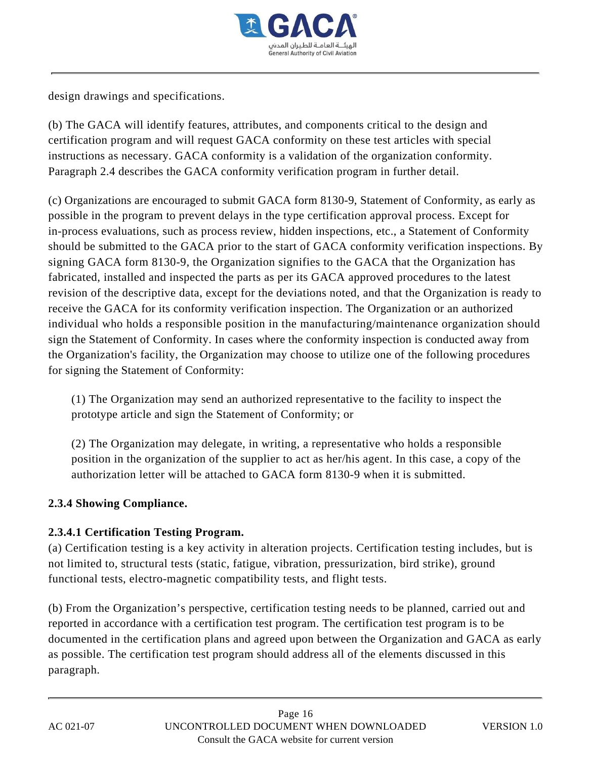design drawings and specifications.

(b) The GACA will identify features, attributes, and components critical to the design and certification program and will request GACA conformity on these test articles with special instructions as necessary. GACA conformity is a validation of the organization conformity. Paragraph 2.4 describes the GACA conformity verification program in further detail.

(c) Organizations are encouraged to submit GACA form 8130-9, Statement of Conformity, as early as possible in the program to prevent delays in the type certification approval process. Except for in-process evaluations, such as process review, hidden inspections, etc., a Statement of Conformity should be submitted to the GACA prior to the start of GACA conformity verification inspections. By signing GACA form 8130-9, the Organization signifies to the GACA that the Organization has fabricated, installed and inspected the parts as per its GACA approved procedures to the latest revision of the descriptive data, except for the deviations noted, and that the Organization is ready to receive the GACA for its conformity verification inspection. The Organization or an authorized individual who holds a responsible position in the manufacturing/maintenance organization should sign the Statement of Conformity. In cases where the conformity inspection is conducted away from the Organization's facility, the Organization may choose to utilize one of the following procedures for signing the Statement of Conformity:

(1) The Organization may send an authorized representative to the facility to inspect the prototype article and sign the Statement of Conformity; or

(2) The Organization may delegate, in writing, a representative who holds a responsible position in the organization of the supplier to act as her/his agent. In this case, a copy of the authorization letter will be attached to GACA form 8130-9 when it is submitted.

#### 2.3.4 Showing Compliance.

##### 2.3.4.1 Certification Testing Program.

(a) Certification testing is a key activity in alteration projects. Certification testing includes, but is not limited to, structural tests (static, fatigue, vibration, pressurization, bird strike), ground functional tests, electro-magnetic compatibility tests, and flight tests.

(b) From the Organization’s perspective, certification testing needs to be planned, carried out and reported in accordance with a certification test program. The certification test program is to be documented in the certification plans and agreed upon between the Organization and GACA as early as possible. The certification test program should address all of the elements discussed in this paragraph.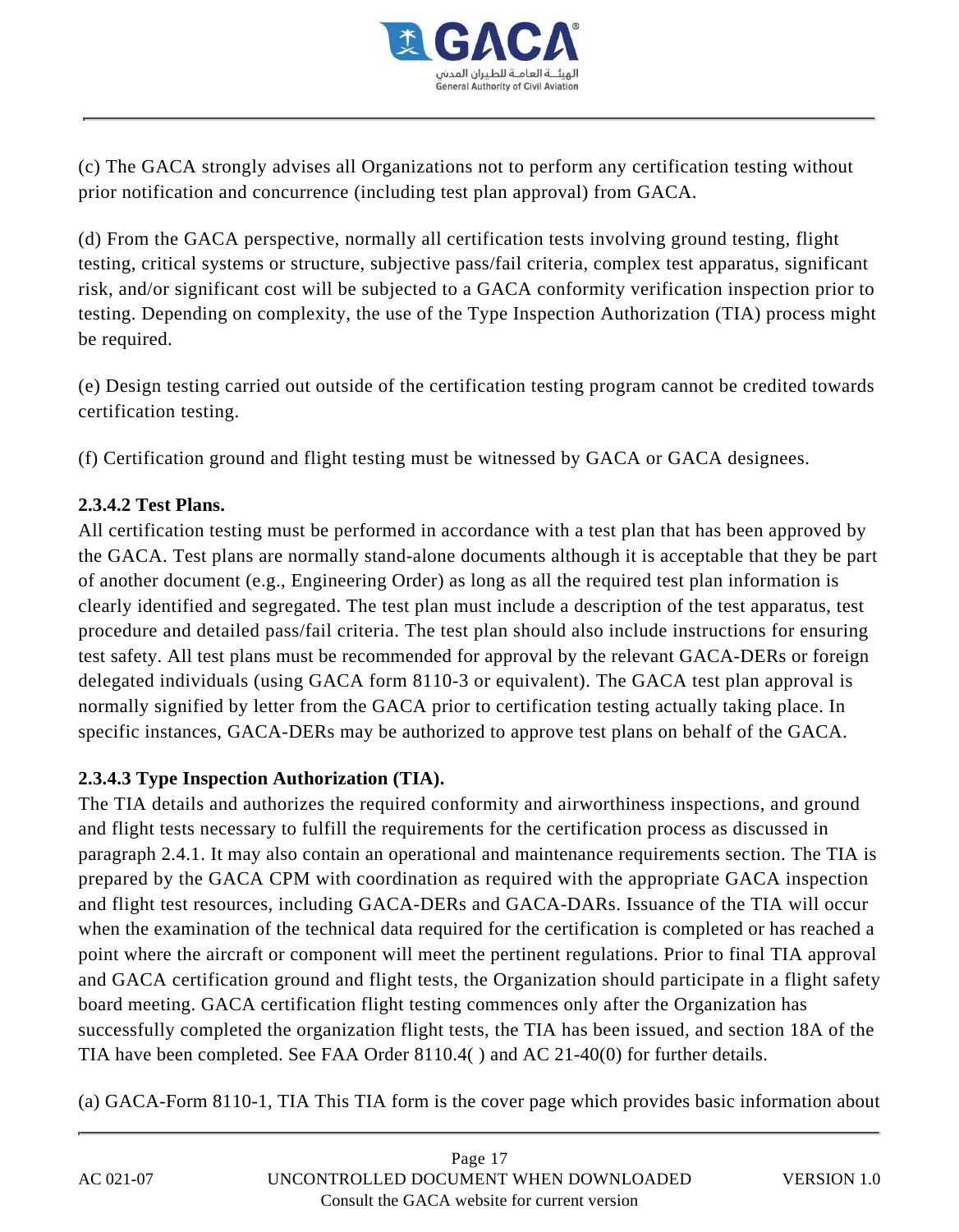(c) The GACA strongly advises all Organizations not to perform any certification testing without prior notification and concurrence (including test plan approval) from GACA.

(d) From the GACA perspective, normally all certification tests involving ground testing, flight testing, critical systems or structure, subjective pass/fail criteria, complex test apparatus, significant risk, and/or significant cost will be subjected to a GACA conformity verification inspection prior to testing. Depending on complexity, the use of the Type Inspection Authorization (TIA) process might be required.

(e) Design testing carried out outside of the certification testing program cannot be credited towards certification testing.

(f) Certification ground and flight testing must be witnessed by GACA or GACA designees.

**2.3.4.2 Test Plans.**
All certification testing must be performed in accordance with a test plan that has been approved by the GACA. Test plans are normally stand-alone documents although it is acceptable that they be part of another document (e.g., Engineering Order) as long as all the required test plan information is clearly identified and segregated. The test plan must include a description of the test apparatus, test procedure and detailed pass/fail criteria. The test plan should also include instructions for ensuring test safety. All test plans must be recommended for approval by the relevant GACA-DERs or foreign delegated individuals (using GACA form 8110-3 or equivalent). The GACA test plan approval is normally signified by letter from the GACA prior to certification testing actually taking place. In specific instances, GACA-DERs may be authorized to approve test plans on behalf of the GACA.

**2.3.4.3 Type Inspection Authorization (TIA).**
The TIA details and authorizes the required conformity and airworthiness inspections, and ground and flight tests necessary to fulfill the requirements for the certification process as discussed in paragraph 2.4.1. It may also contain an operational and maintenance requirements section. The TIA is prepared by the GACA CPM with coordination as required with the appropriate GACA inspection and flight test resources, including GACA-DERs and GACA-DARs. Issuance of the TIA will occur when the examination of the technical data required for the certification is completed or has reached a point where the aircraft or component will meet the pertinent regulations. Prior to final TIA approval and GACA certification ground and flight tests, the Organization should participate in a flight safety board meeting. GACA certification flight testing commences only after the Organization has successfully completed the organization flight tests, the TIA has been issued, and section 18A of the TIA have been completed. See FAA Order 8110.4( ) and AC 21-40(0) for further details.

(a) GACA-Form 8110-1, TIA This TIA form is the cover page which provides basic information about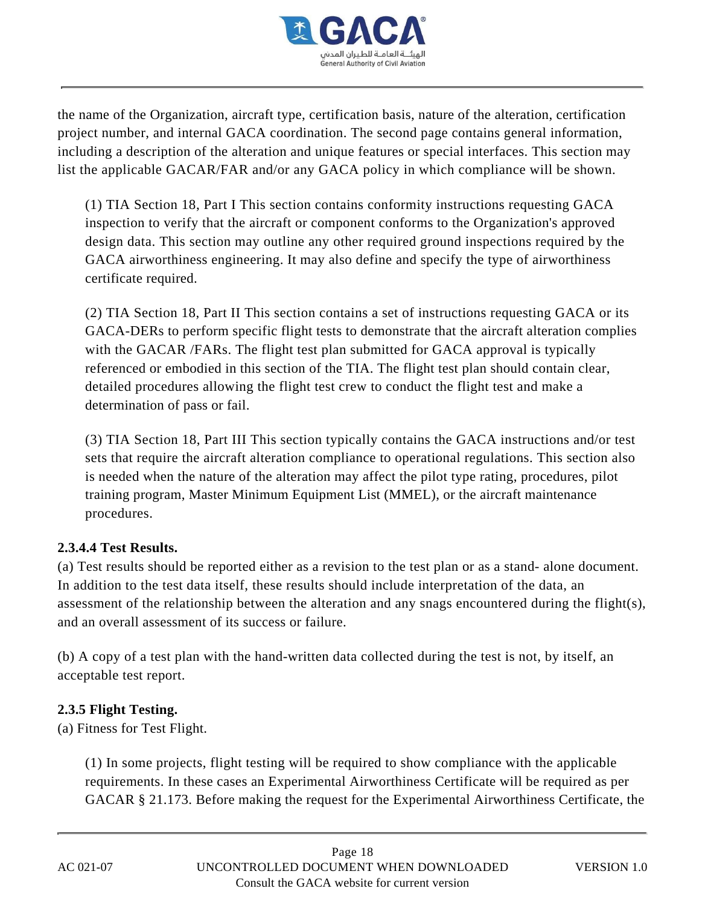the name of the Organization, aircraft type, certification basis, nature of the alteration, certification project number, and internal GACA coordination. The second page contains general information, including a description of the alteration and unique features or special interfaces. This section may list the applicable GACAR/FAR and/or any GACA policy in which compliance will be shown.

(1) TIA Section 18, Part I This section contains conformity instructions requesting GACA inspection to verify that the aircraft or component conforms to the Organization's approved design data. This section may outline any other required ground inspections required by the GACA airworthiness engineering. It may also define and specify the type of airworthiness certificate required.

(2) TIA Section 18, Part II This section contains a set of instructions requesting GACA or its GACA-DERs to perform specific flight tests to demonstrate that the aircraft alteration complies with the GACAR /FARs. The flight test plan submitted for GACA approval is typically referenced or embodied in this section of the TIA. The flight test plan should contain clear, detailed procedures allowing the flight test crew to conduct the flight test and make a determination of pass or fail.

(3) TIA Section 18, Part III This section typically contains the GACA instructions and/or test sets that require the aircraft alteration compliance to operational regulations. This section also is needed when the nature of the alteration may affect the pilot type rating, procedures, pilot training program, Master Minimum Equipment List (MMEL), or the aircraft maintenance procedures.

**2.3.4.4 Test Results.**

(a) Test results should be reported either as a revision to the test plan or as a stand- alone document. In addition to the test data itself, these results should include interpretation of the data, an assessment of the relationship between the alteration and any snags encountered during the flight(s), and an overall assessment of its success or failure.

(b) A copy of a test plan with the hand-written data collected during the test is not, by itself, an acceptable test report.

**2.3.5 Flight Testing.**

(a) Fitness for Test Flight.

(1) In some projects, flight testing will be required to show compliance with the applicable requirements. In these cases an Experimental Airworthiness Certificate will be required as per GACAR § 21.173. Before making the request for the Experimental Airworthiness Certificate, the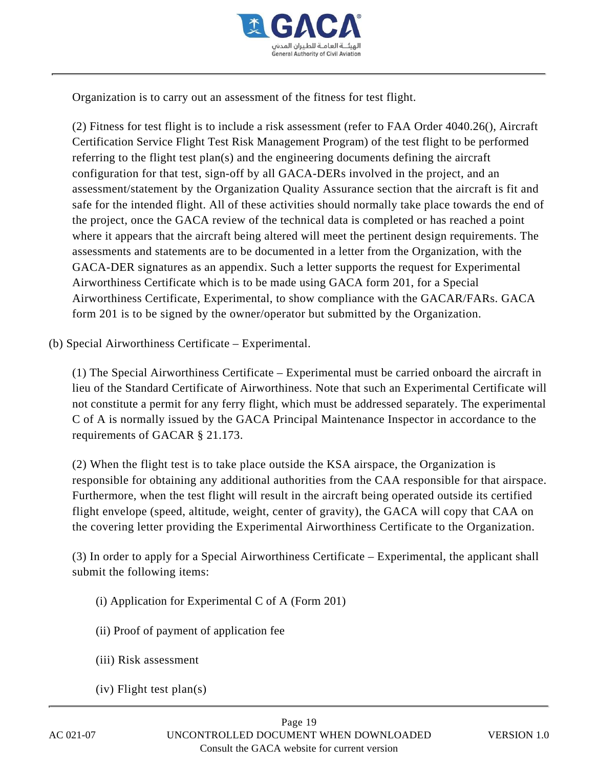Organization is to carry out an assessment of the fitness for test flight.

(2) Fitness for test flight is to include a risk assessment (refer to FAA Order 4040.26(), Aircraft Certification Service Flight Test Risk Management Program) of the test flight to be performed referring to the flight test plan(s) and the engineering documents defining the aircraft configuration for that test, sign-off by all GACA-DERs involved in the project, and an assessment/statement by the Organization Quality Assurance section that the aircraft is fit and safe for the intended flight. All of these activities should normally take place towards the end of the project, once the GACA review of the technical data is completed or has reached a point where it appears that the aircraft being altered will meet the pertinent design requirements. The assessments and statements are to be documented in a letter from the Organization, with the GACA-DER signatures as an appendix. Such a letter supports the request for Experimental Airworthiness Certificate which is to be made using GACA form 201, for a Special Airworthiness Certificate, Experimental, to show compliance with the GACAR/FARs. GACA form 201 is to be signed by the owner/operator but submitted by the Organization.

(b) Special Airworthiness Certificate – Experimental.

(1) The Special Airworthiness Certificate – Experimental must be carried onboard the aircraft in lieu of the Standard Certificate of Airworthiness. Note that such an Experimental Certificate will not constitute a permit for any ferry flight, which must be addressed separately. The experimental C of A is normally issued by the GACA Principal Maintenance Inspector in accordance to the requirements of GACAR § 21.173.

(2) When the flight test is to take place outside the KSA airspace, the Organization is responsible for obtaining any additional authorities from the CAA responsible for that airspace. Furthermore, when the test flight will result in the aircraft being operated outside its certified flight envelope (speed, altitude, weight, center of gravity), the GACA will copy that CAA on the covering letter providing the Experimental Airworthiness Certificate to the Organization.

(3) In order to apply for a Special Airworthiness Certificate – Experimental, the applicant shall submit the following items:

(i) Application for Experimental C of A (Form 201)

(ii) Proof of payment of application fee

(iii) Risk assessment

(iv) Flight test plan(s)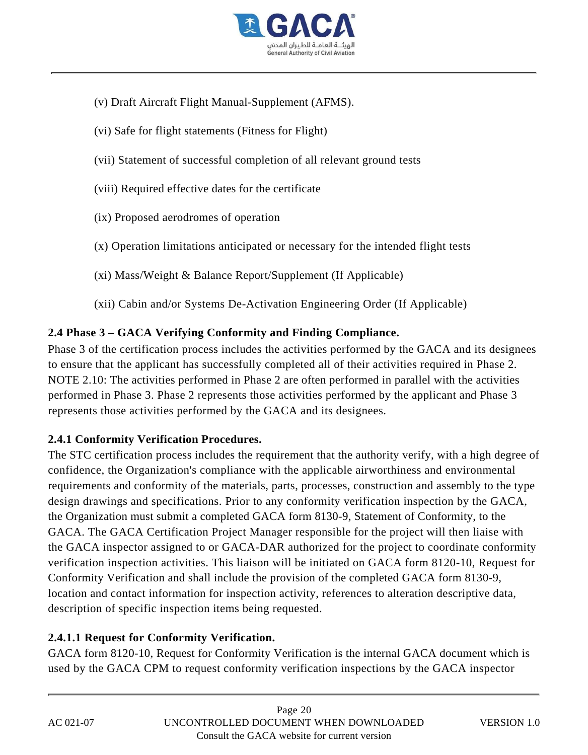(v) Draft Aircraft Flight Manual-Supplement (AFMS).

(vi) Safe for flight statements (Fitness for Flight)

(vii) Statement of successful completion of all relevant ground tests

(viii) Required effective dates for the certificate

(ix) Proposed aerodromes of operation

(x) Operation limitations anticipated or necessary for the intended flight tests

(xi) Mass/Weight & Balance Report/Supplement (If Applicable)

(xii) Cabin and/or Systems De-Activation Engineering Order (If Applicable)

**2.4 Phase 3 – GACA Verifying Conformity and Finding Compliance.**

Phase 3 of the certification process includes the activities performed by the GACA and its designees to ensure that the applicant has successfully completed all of their activities required in Phase 2. NOTE 2.10: The activities performed in Phase 2 are often performed in parallel with the activities performed in Phase 3. Phase 2 represents those activities performed by the applicant and Phase 3 represents those activities performed by the GACA and its designees.

**2.4.1 Conformity Verification Procedures.**

The STC certification process includes the requirement that the authority verify, with a high degree of confidence, the Organization's compliance with the applicable airworthiness and environmental requirements and conformity of the materials, parts, processes, construction and assembly to the type design drawings and specifications. Prior to any conformity verification inspection by the GACA, the Organization must submit a completed GACA form 8130-9, Statement of Conformity, to the GACA. The GACA Certification Project Manager responsible for the project will then liaise with the GACA inspector assigned to or GACA-DAR authorized for the project to coordinate conformity verification inspection activities. This liaison will be initiated on GACA form 8120-10, Request for Conformity Verification and shall include the provision of the completed GACA form 8130-9, location and contact information for inspection activity, references to alteration descriptive data, description of specific inspection items being requested.

**2.4.1.1 Request for Conformity Verification.**

GACA form 8120-10, Request for Conformity Verification is the internal GACA document which is used by the GACA CPM to request conformity verification inspections by the GACA inspector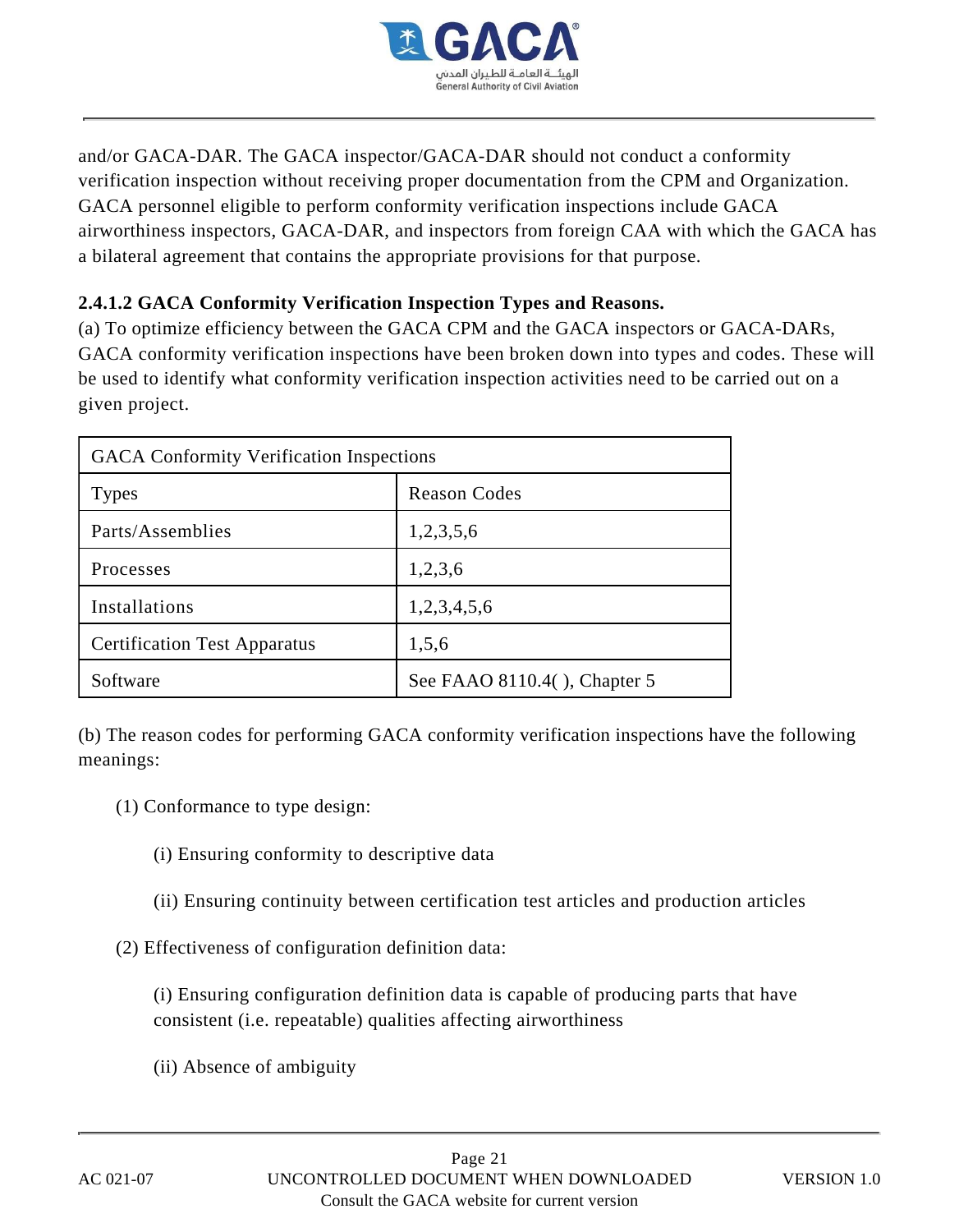and/or GACA-DAR. The GACA inspector/GACA-DAR should not conduct a conformity verification inspection without receiving proper documentation from the CPM and Organization. GACA personnel eligible to perform conformity verification inspections include GACA airworthiness inspectors, GACA-DAR, and inspectors from foreign CAA with which the GACA has a bilateral agreement that contains the appropriate provisions for that purpose.

**2.4.1.2 GACA Conformity Verification Inspection Types and Reasons.**

(a) To optimize efficiency between the GACA CPM and the GACA inspectors or GACA-DARs, GACA conformity verification inspections have been broken down into types and codes. These will be used to identify what conformity verification inspection activities need to be carried out on a given project.

| GACA Conformity Verification Inspections | |
|---|---|
| Types | Reason Codes |
| Parts/Assemblies | 1,2,3,5,6 |
| Processes | 1,2,3,6 |
| Installations | 1,2,3,4,5,6 |
| Certification Test Apparatus | 1,5,6 |
| Software | See FAAO 8110.4( ), Chapter 5 |

(b) The reason codes for performing GACA conformity verification inspections have the following meanings:

(1) Conformance to type design:

(i) Ensuring conformity to descriptive data

(ii) Ensuring continuity between certification test articles and production articles

(2) Effectiveness of configuration definition data:

(i) Ensuring configuration definition data is capable of producing parts that have consistent (i.e. repeatable) qualities affecting airworthiness

(ii) Absence of ambiguity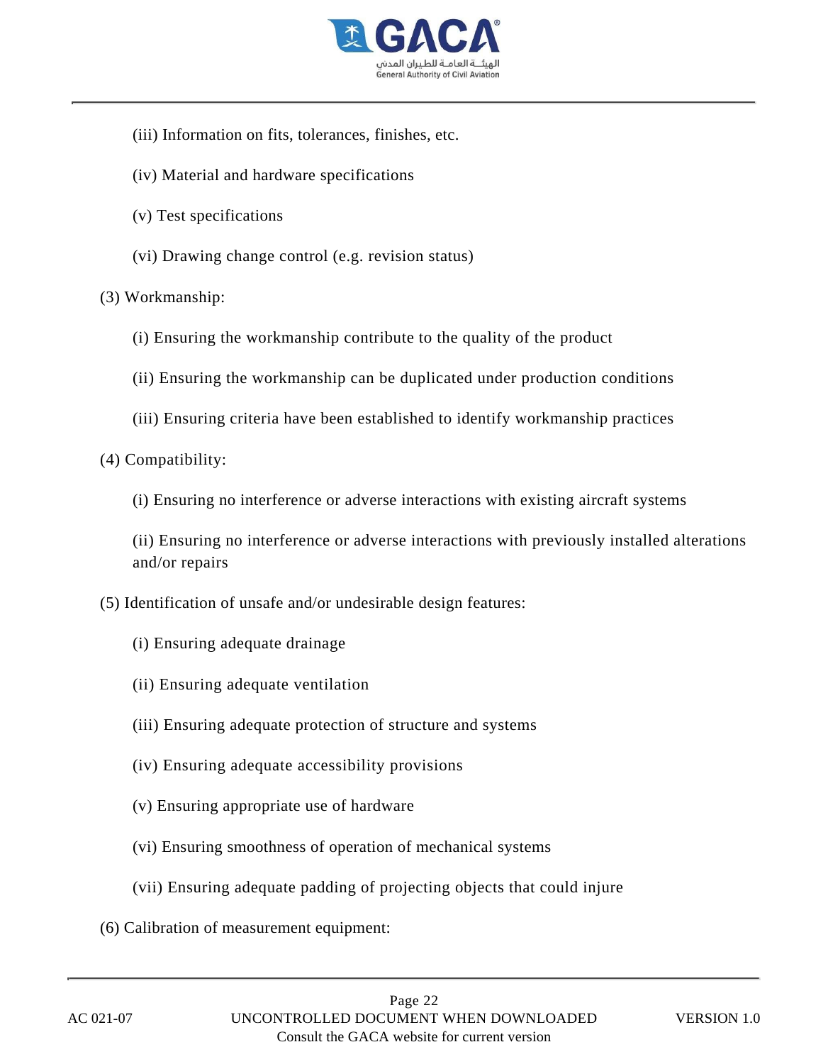(iii) Information on fits, tolerances, finishes, etc.

(iv) Material and hardware specifications

(v) Test specifications

(vi) Drawing change control (e.g. revision status)

(3) Workmanship:

(i) Ensuring the workmanship contribute to the quality of the product

(ii) Ensuring the workmanship can be duplicated under production conditions

(iii) Ensuring criteria have been established to identify workmanship practices

(4) Compatibility:

(i) Ensuring no interference or adverse interactions with existing aircraft systems

(ii) Ensuring no interference or adverse interactions with previously installed alterations and/or repairs

(5) Identification of unsafe and/or undesirable design features:

(i) Ensuring adequate drainage

(ii) Ensuring adequate ventilation

(iii) Ensuring adequate protection of structure and systems

(iv) Ensuring adequate accessibility provisions

(v) Ensuring appropriate use of hardware

(vi) Ensuring smoothness of operation of mechanical systems

(vii) Ensuring adequate padding of projecting objects that could injure

(6) Calibration of measurement equipment: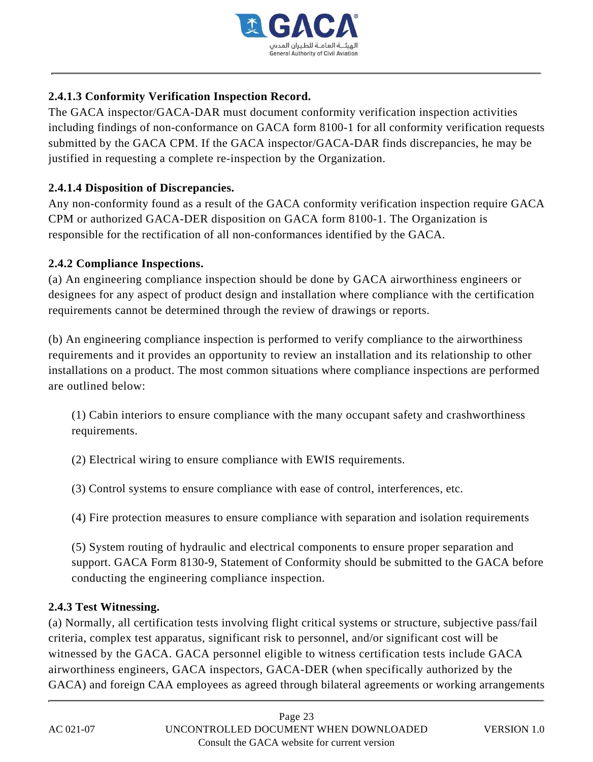**2.4.1.3 Conformity Verification Inspection Record.**
The GACA inspector/GACA-DAR must document conformity verification inspection activities including findings of non-conformance on GACA form 8100-1 for all conformity verification requests submitted by the GACA CPM. If the GACA inspector/GACA-DAR finds discrepancies, he may be justified in requesting a complete re-inspection by the Organization.

**2.4.1.4 Disposition of Discrepancies.**
Any non-conformity found as a result of the GACA conformity verification inspection require GACA CPM or authorized GACA-DER disposition on GACA form 8100-1. The Organization is responsible for the rectification of all non-conformances identified by the GACA.

**2.4.2 Compliance Inspections.**
(a) An engineering compliance inspection should be done by GACA airworthiness engineers or designees for any aspect of product design and installation where compliance with the certification requirements cannot be determined through the review of drawings or reports.

(b) An engineering compliance inspection is performed to verify compliance to the airworthiness requirements and it provides an opportunity to review an installation and its relationship to other installations on a product. The most common situations where compliance inspections are performed are outlined below:

(1) Cabin interiors to ensure compliance with the many occupant safety and crashworthiness requirements.

(2) Electrical wiring to ensure compliance with EWIS requirements.

(3) Control systems to ensure compliance with ease of control, interferences, etc.

(4) Fire protection measures to ensure compliance with separation and isolation requirements

(5) System routing of hydraulic and electrical components to ensure proper separation and support. GACA Form 8130-9, Statement of Conformity should be submitted to the GACA before conducting the engineering compliance inspection.

**2.4.3 Test Witnessing.**
(a) Normally, all certification tests involving flight critical systems or structure, subjective pass/fail criteria, complex test apparatus, significant risk to personnel, and/or significant cost will be witnessed by the GACA. GACA personnel eligible to witness certification tests include GACA airworthiness engineers, GACA inspectors, GACA-DER (when specifically authorized by the GACA) and foreign CAA employees as agreed through bilateral agreements or working arrangements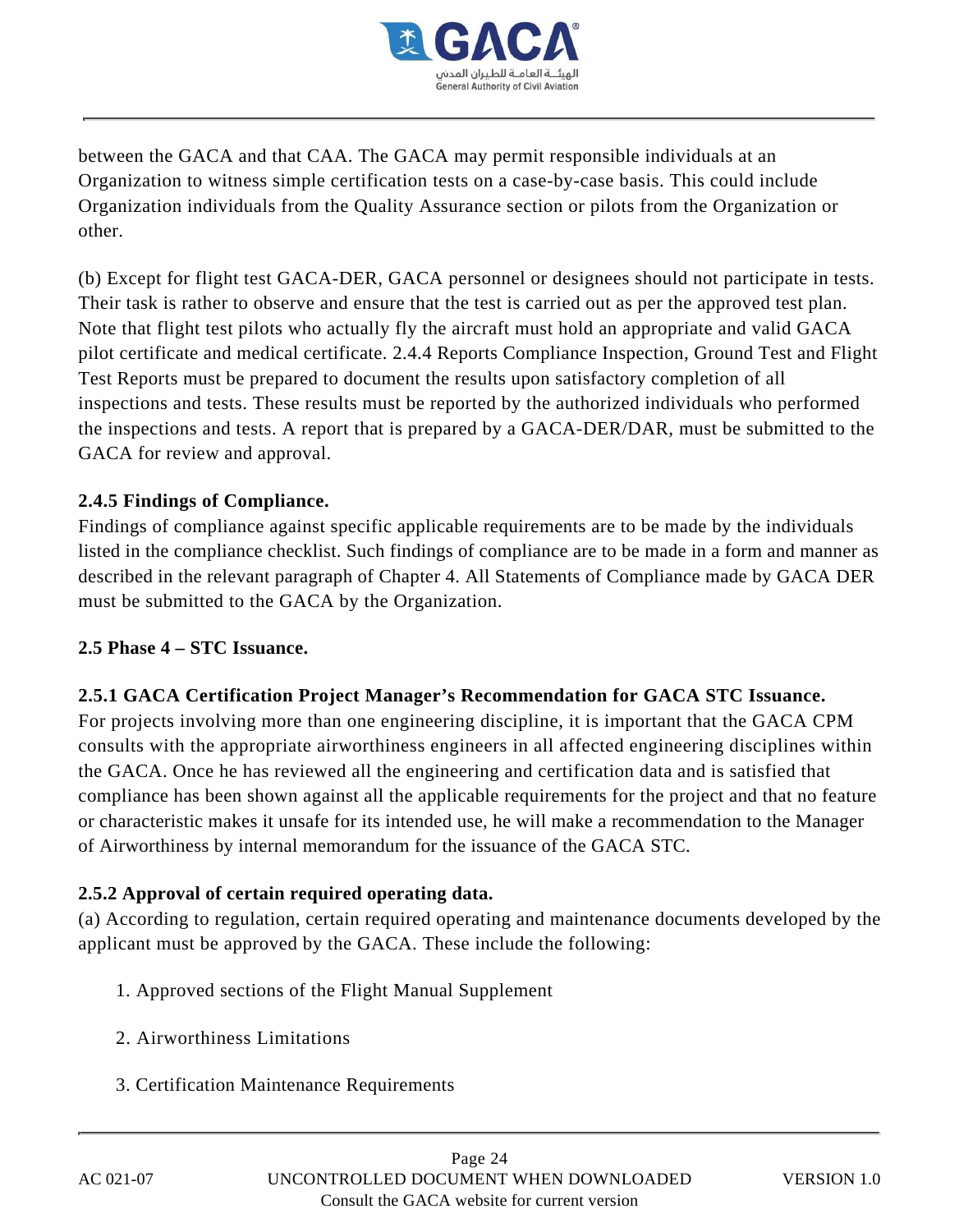between the GACA and that CAA. The GACA may permit responsible individuals at an Organization to witness simple certification tests on a case-by-case basis. This could include Organization individuals from the Quality Assurance section or pilots from the Organization or other.

(b) Except for flight test GACA-DER, GACA personnel or designees should not participate in tests. Their task is rather to observe and ensure that the test is carried out as per the approved test plan. Note that flight test pilots who actually fly the aircraft must hold an appropriate and valid GACA pilot certificate and medical certificate. 2.4.4 Reports Compliance Inspection, Ground Test and Flight Test Reports must be prepared to document the results upon satisfactory completion of all inspections and tests. These results must be reported by the authorized individuals who performed the inspections and tests. A report that is prepared by a GACA-DER/DAR, must be submitted to the GACA for review and approval.

**2.4.5 Findings of Compliance.**
Findings of compliance against specific applicable requirements are to be made by the individuals listed in the compliance checklist. Such findings of compliance are to be made in a form and manner as described in the relevant paragraph of Chapter 4. All Statements of Compliance made by GACA DER must be submitted to the GACA by the Organization.

**2.5 Phase 4 – STC Issuance.**

**2.5.1 GACA Certification Project Manager's Recommendation for GACA STC Issuance.**
For projects involving more than one engineering discipline, it is important that the GACA CPM consults with the appropriate airworthiness engineers in all affected engineering disciplines within the GACA. Once he has reviewed all the engineering and certification data and is satisfied that compliance has been shown against all the applicable requirements for the project and that no feature or characteristic makes it unsafe for its intended use, he will make a recommendation to the Manager of Airworthiness by internal memorandum for the issuance of the GACA STC.

**2.5.2 Approval of certain required operating data.**
(a) According to regulation, certain required operating and maintenance documents developed by the applicant must be approved by the GACA. These include the following:

1. Approved sections of the Flight Manual Supplement

2. Airworthiness Limitations

3. Certification Maintenance Requirements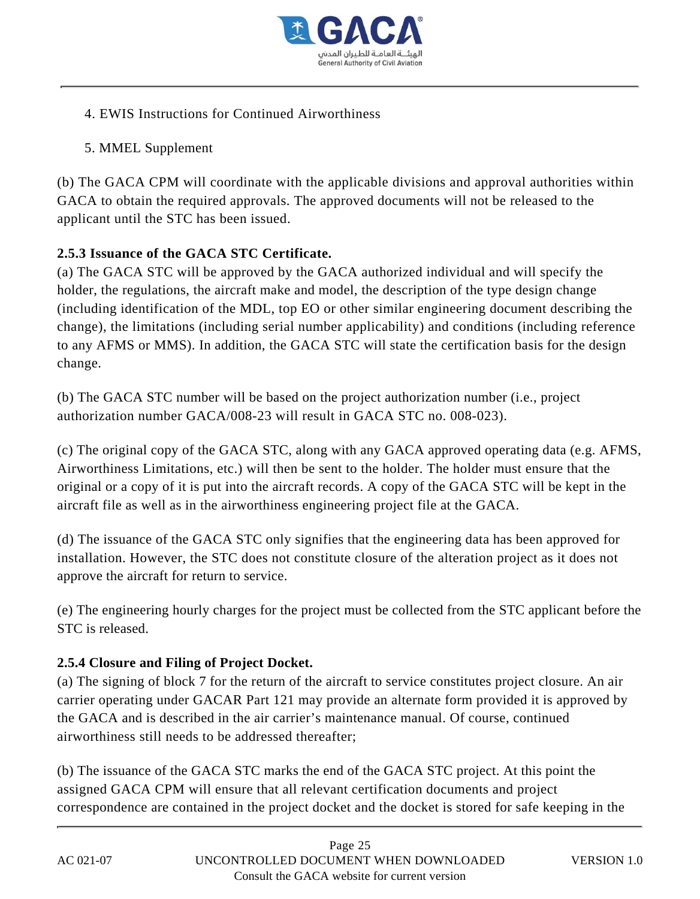4. EWIS Instructions for Continued Airworthiness

5. MMEL Supplement

(b) The GACA CPM will coordinate with the applicable divisions and approval authorities within GACA to obtain the required approvals. The approved documents will not be released to the applicant until the STC has been issued.

**2.5.3 Issuance of the GACA STC Certificate.**

(a) The GACA STC will be approved by the GACA authorized individual and will specify the holder, the regulations, the aircraft make and model, the description of the type design change (including identification of the MDL, top EO or other similar engineering document describing the change), the limitations (including serial number applicability) and conditions (including reference to any AFMS or MMS). In addition, the GACA STC will state the certification basis for the design change.

(b) The GACA STC number will be based on the project authorization number (i.e., project authorization number GACA/008-23 will result in GACA STC no. 008-023).

(c) The original copy of the GACA STC, along with any GACA approved operating data (e.g. AFMS, Airworthiness Limitations, etc.) will then be sent to the holder. The holder must ensure that the original or a copy of it is put into the aircraft records. A copy of the GACA STC will be kept in the aircraft file as well as in the airworthiness engineering project file at the GACA.

(d) The issuance of the GACA STC only signifies that the engineering data has been approved for installation. However, the STC does not constitute closure of the alteration project as it does not approve the aircraft for return to service.

(e) The engineering hourly charges for the project must be collected from the STC applicant before the STC is released.

**2.5.4 Closure and Filing of Project Docket.**

(a) The signing of block 7 for the return of the aircraft to service constitutes project closure. An air carrier operating under GACAR Part 121 may provide an alternate form provided it is approved by the GACA and is described in the air carrier's maintenance manual. Of course, continued airworthiness still needs to be addressed thereafter;

(b) The issuance of the GACA STC marks the end of the GACA STC project. At this point the assigned GACA CPM will ensure that all relevant certification documents and project correspondence are contained in the project docket and the docket is stored for safe keeping in the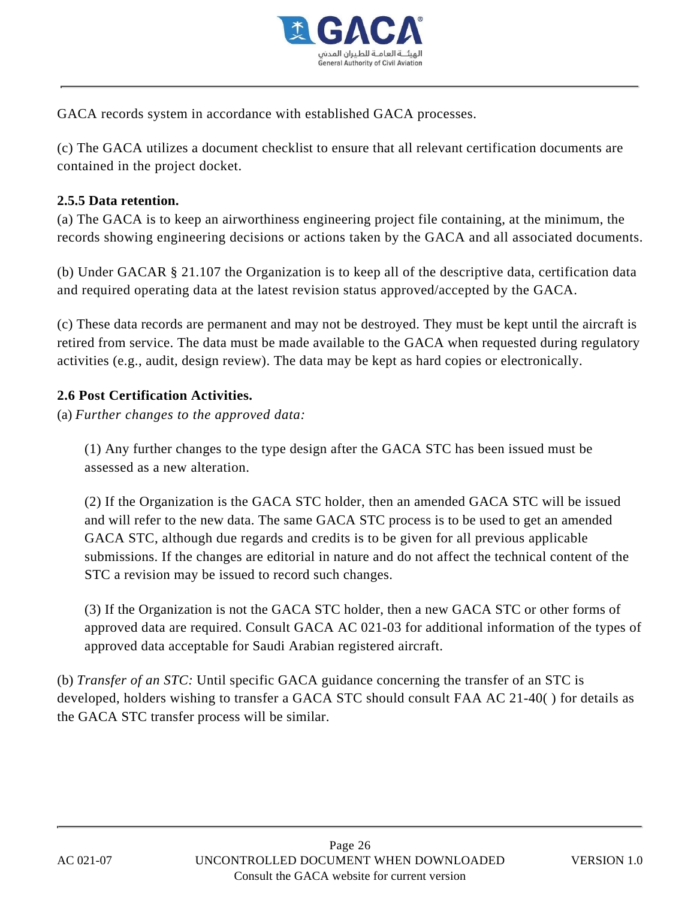GACA records system in accordance with established GACA processes.

(c) The GACA utilizes a document checklist to ensure that all relevant certification documents are contained in the project docket.

**2.5.5 Data retention.**

(a) The GACA is to keep an airworthiness engineering project file containing, at the minimum, the records showing engineering decisions or actions taken by the GACA and all associated documents.

(b) Under GACAR § 21.107 the Organization is to keep all of the descriptive data, certification data and required operating data at the latest revision status approved/accepted by the GACA.

(c) These data records are permanent and may not be destroyed. They must be kept until the aircraft is retired from service. The data must be made available to the GACA when requested during regulatory activities (e.g., audit, design review). The data may be kept as hard copies or electronically.

**2.6 Post Certification Activities.**

(a) *Further changes to the approved data:*

> (1) Any further changes to the type design after the GACA STC has been issued must be assessed as a new alteration.
>
> (2) If the Organization is the GACA STC holder, then an amended GACA STC will be issued and will refer to the new data. The same GACA STC process is to be used to get an amended GACA STC, although due regards and credits is to be given for all previous applicable submissions. If the changes are editorial in nature and do not affect the technical content of the STC a revision may be issued to record such changes.
>
> (3) If the Organization is not the GACA STC holder, then a new GACA STC or other forms of approved data are required. Consult GACA AC 021-03 for additional information of the types of approved data acceptable for Saudi Arabian registered aircraft.

(b) *Transfer of an STC:* Until specific GACA guidance concerning the transfer of an STC is developed, holders wishing to transfer a GACA STC should consult FAA AC 21-40( ) for details as the GACA STC transfer process will be similar.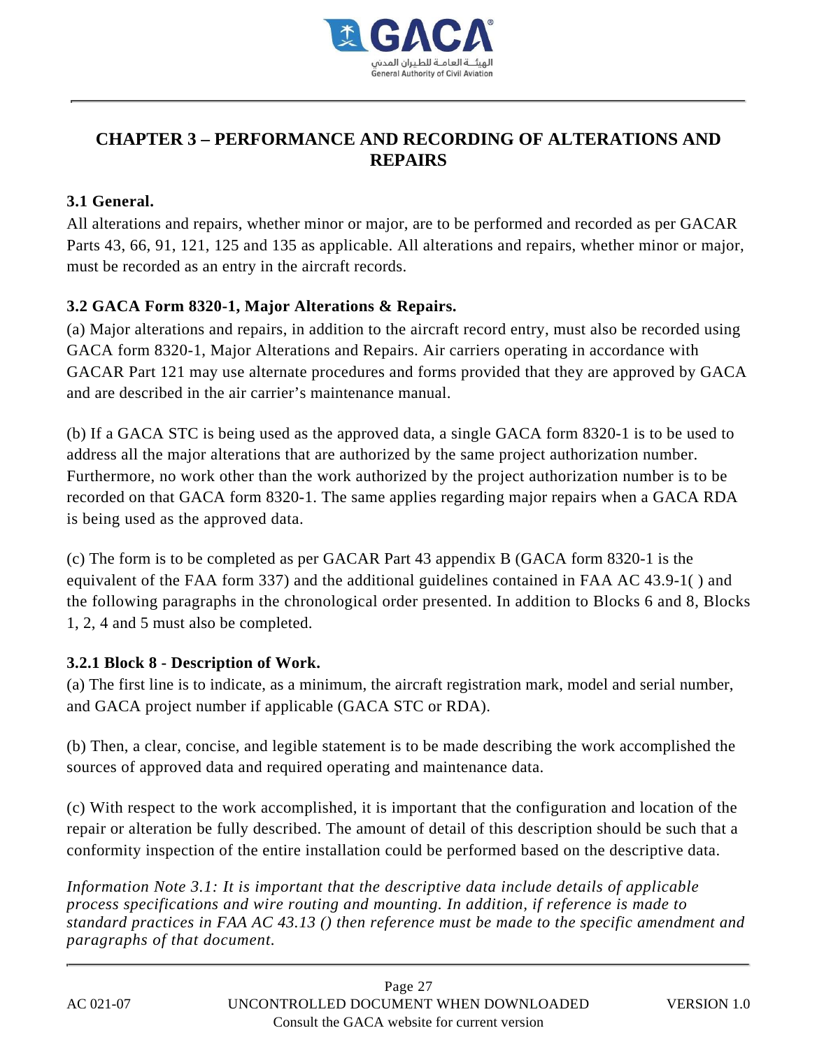# CHAPTER 3 – PERFORMANCE AND RECORDING OF ALTERATIONS AND REPAIRS

## 3.1 General.

All alterations and repairs, whether minor or major, are to be performed and recorded as per GACAR Parts 43, 66, 91, 121, 125 and 135 as applicable. All alterations and repairs, whether minor or major, must be recorded as an entry in the aircraft records.

## 3.2 GACA Form 8320-1, Major Alterations & Repairs.

(a) Major alterations and repairs, in addition to the aircraft record entry, must also be recorded using GACA form 8320-1, Major Alterations and Repairs. Air carriers operating in accordance with GACAR Part 121 may use alternate procedures and forms provided that they are approved by GACA and are described in the air carrier's maintenance manual.

(b) If a GACA STC is being used as the approved data, a single GACA form 8320-1 is to be used to address all the major alterations that are authorized by the same project authorization number. Furthermore, no work other than the work authorized by the project authorization number is to be recorded on that GACA form 8320-1. The same applies regarding major repairs when a GACA RDA is being used as the approved data.

(c) The form is to be completed as per GACAR Part 43 appendix B (GACA form 8320-1 is the equivalent of the FAA form 337) and the additional guidelines contained in FAA AC 43.9-1( ) and the following paragraphs in the chronological order presented. In addition to Blocks 6 and 8, Blocks 1, 2, 4 and 5 must also be completed.

### 3.2.1 Block 8 - Description of Work.

(a) The first line is to indicate, as a minimum, the aircraft registration mark, model and serial number, and GACA project number if applicable (GACA STC or RDA).

(b) Then, a clear, concise, and legible statement is to be made describing the work accomplished the sources of approved data and required operating and maintenance data.

(c) With respect to the work accomplished, it is important that the configuration and location of the repair or alteration be fully described. The amount of detail of this description should be such that a conformity inspection of the entire installation could be performed based on the descriptive data.

*Information Note 3.1: It is important that the descriptive data include details of applicable process specifications and wire routing and mounting. In addition, if reference is made to standard practices in FAA AC 43.13 () then reference must be made to the specific amendment and paragraphs of that document.*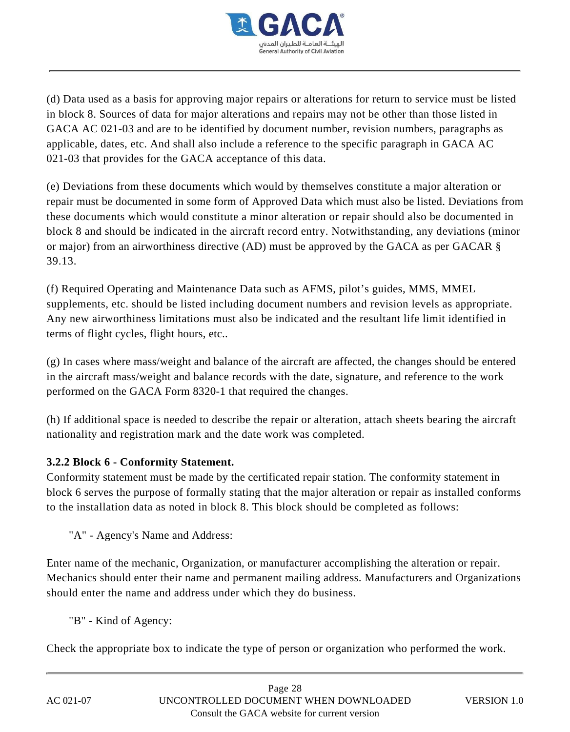(d) Data used as a basis for approving major repairs or alterations for return to service must be listed in block 8. Sources of data for major alterations and repairs may not be other than those listed in GACA AC 021-03 and are to be identified by document number, revision numbers, paragraphs as applicable, dates, etc. And shall also include a reference to the specific paragraph in GACA AC 021-03 that provides for the GACA acceptance of this data.

(e) Deviations from these documents which would by themselves constitute a major alteration or repair must be documented in some form of Approved Data which must also be listed. Deviations from these documents which would constitute a minor alteration or repair should also be documented in block 8 and should be indicated in the aircraft record entry. Notwithstanding, any deviations (minor or major) from an airworthiness directive (AD) must be approved by the GACA as per GACAR § 39.13.

(f) Required Operating and Maintenance Data such as AFMS, pilot's guides, MMS, MMEL supplements, etc. should be listed including document numbers and revision levels as appropriate. Any new airworthiness limitations must also be indicated and the resultant life limit identified in terms of flight cycles, flight hours, etc..

(g) In cases where mass/weight and balance of the aircraft are affected, the changes should be entered in the aircraft mass/weight and balance records with the date, signature, and reference to the work performed on the GACA Form 8320-1 that required the changes.

(h) If additional space is needed to describe the repair or alteration, attach sheets bearing the aircraft nationality and registration mark and the date work was completed.

**3.2.2 Block 6 - Conformity Statement.**

Conformity statement must be made by the certificated repair station. The conformity statement in block 6 serves the purpose of formally stating that the major alteration or repair as installed conforms to the installation data as noted in block 8. This block should be completed as follows:

"A" - Agency's Name and Address:

Enter name of the mechanic, Organization, or manufacturer accomplishing the alteration or repair. Mechanics should enter their name and permanent mailing address. Manufacturers and Organizations should enter the name and address under which they do business.

"B" - Kind of Agency:

Check the appropriate box to indicate the type of person or organization who performed the work.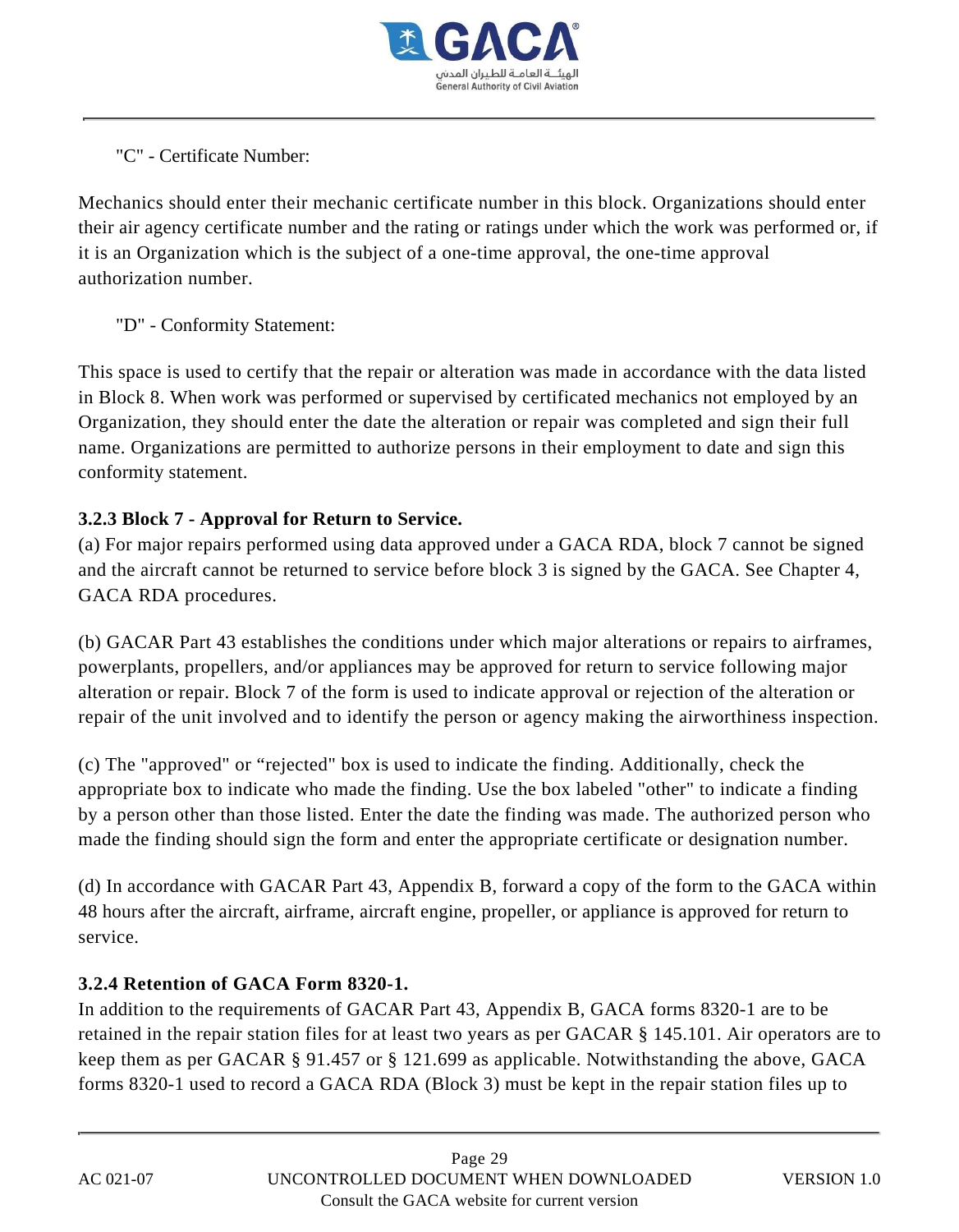"C" - Certificate Number:

Mechanics should enter their mechanic certificate number in this block. Organizations should enter their air agency certificate number and the rating or ratings under which the work was performed or, if it is an Organization which is the subject of a one-time approval, the one-time approval authorization number.

"D" - Conformity Statement:

This space is used to certify that the repair or alteration was made in accordance with the data listed in Block 8. When work was performed or supervised by certificated mechanics not employed by an Organization, they should enter the date the alteration or repair was completed and sign their full name. Organizations are permitted to authorize persons in their employment to date and sign this conformity statement.

### 3.2.3 Block 7 - Approval for Return to Service.

(a) For major repairs performed using data approved under a GACA RDA, block 7 cannot be signed and the aircraft cannot be returned to service before block 3 is signed by the GACA. See Chapter 4, GACA RDA procedures.

(b) GACAR Part 43 establishes the conditions under which major alterations or repairs to airframes, powerplants, propellers, and/or appliances may be approved for return to service following major alteration or repair. Block 7 of the form is used to indicate approval or rejection of the alteration or repair of the unit involved and to identify the person or agency making the airworthiness inspection.

(c) The "approved" or “rejected" box is used to indicate the finding. Additionally, check the appropriate box to indicate who made the finding. Use the box labeled "other" to indicate a finding by a person other than those listed. Enter the date the finding was made. The authorized person who made the finding should sign the form and enter the appropriate certificate or designation number.

(d) In accordance with GACAR Part 43, Appendix B, forward a copy of the form to the GACA within 48 hours after the aircraft, airframe, aircraft engine, propeller, or appliance is approved for return to service.

### 3.2.4 Retention of GACA Form 8320-1.

In addition to the requirements of GACAR Part 43, Appendix B, GACA forms 8320-1 are to be retained in the repair station files for at least two years as per GACAR § 145.101. Air operators are to keep them as per GACAR § 91.457 or § 121.699 as applicable. Notwithstanding the above, GACA forms 8320-1 used to record a GACA RDA (Block 3) must be kept in the repair station files up to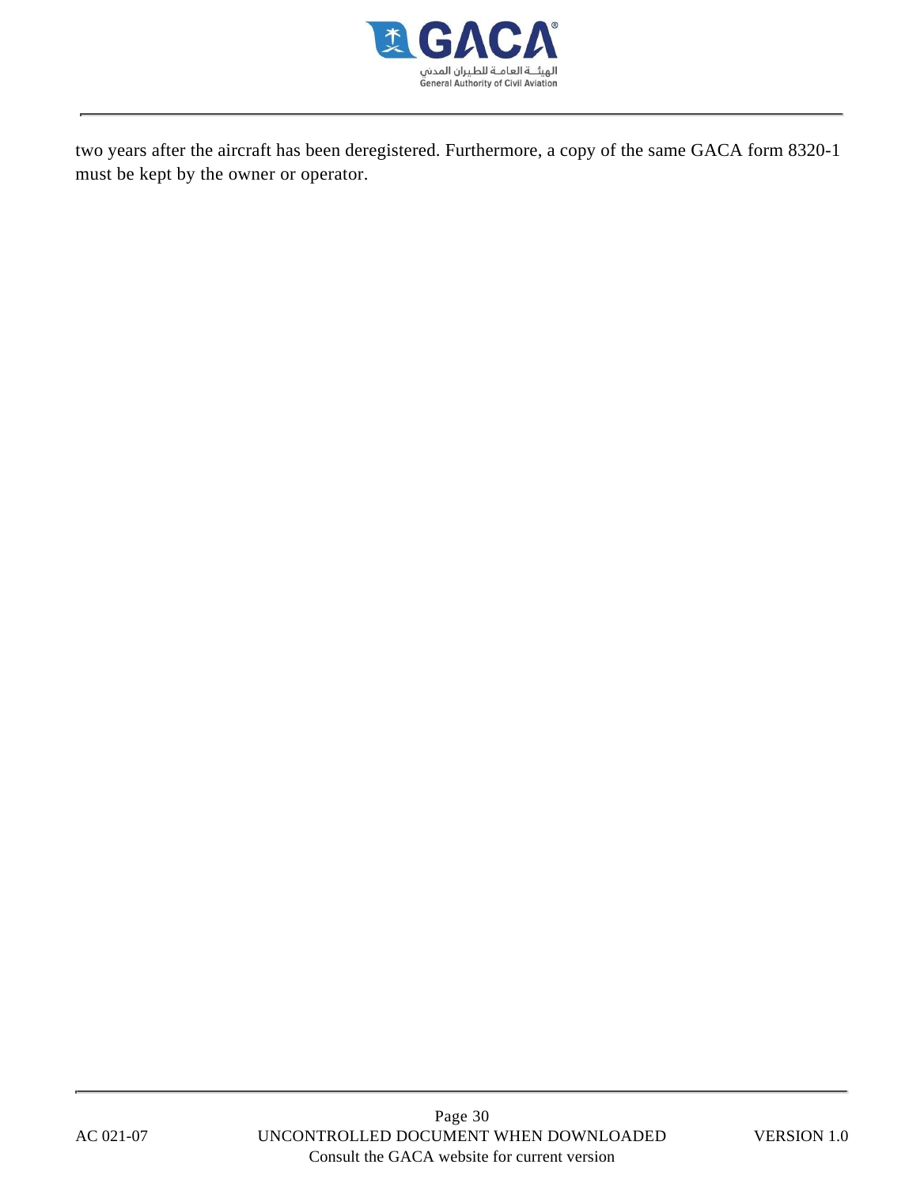two years after the aircraft has been deregistered. Furthermore, a copy of the same GACA form 8320-1 must be kept by the owner or operator.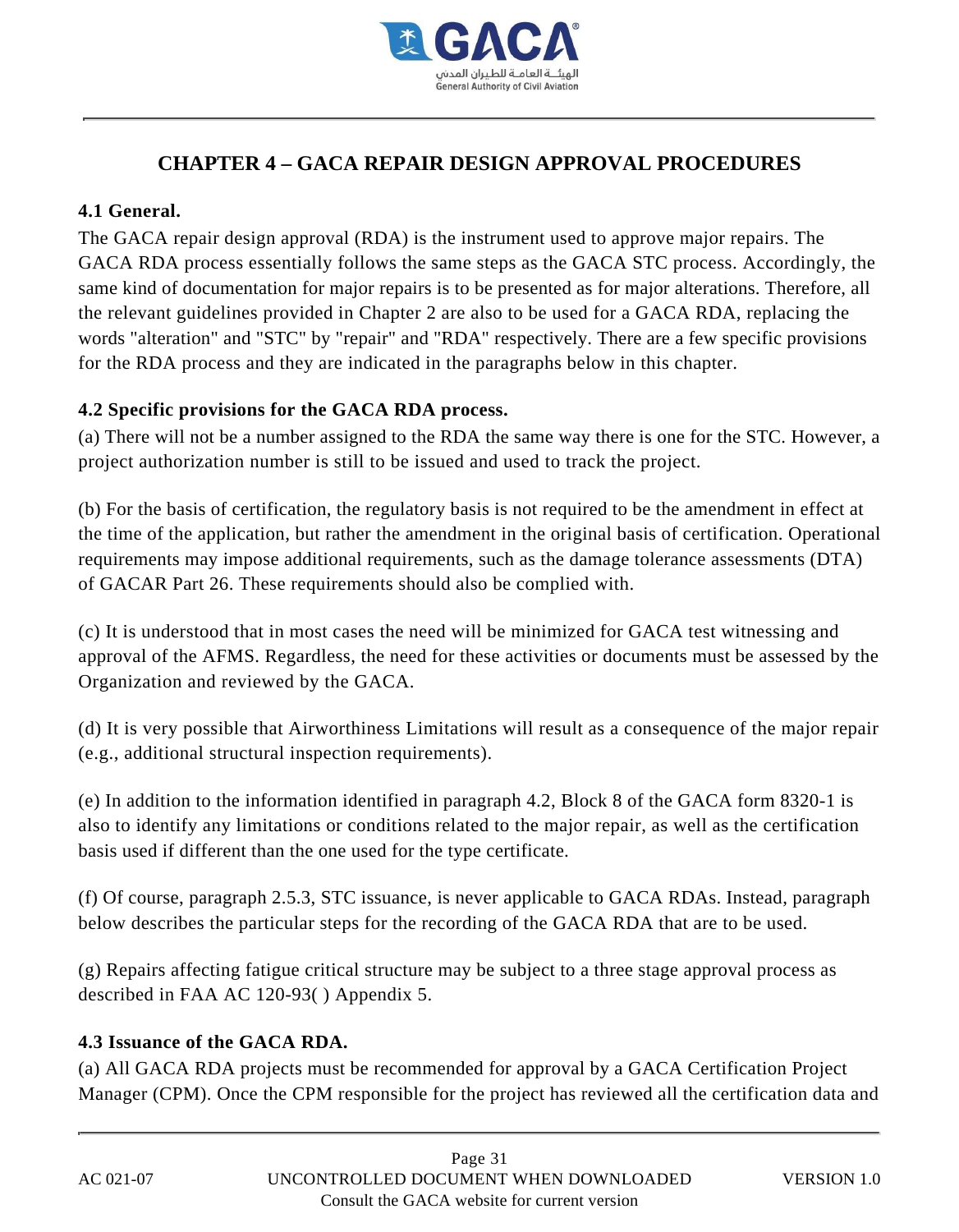# CHAPTER 4 – GACA REPAIR DESIGN APPROVAL PROCEDURES

## 4.1 General.

The GACA repair design approval (RDA) is the instrument used to approve major repairs. The GACA RDA process essentially follows the same steps as the GACA STC process. Accordingly, the same kind of documentation for major repairs is to be presented as for major alterations. Therefore, all the relevant guidelines provided in Chapter 2 are also to be used for a GACA RDA, replacing the words "alteration" and "STC" by "repair" and "RDA" respectively. There are a few specific provisions for the RDA process and they are indicated in the paragraphs below in this chapter.

## 4.2 Specific provisions for the GACA RDA process.

(a) There will not be a number assigned to the RDA the same way there is one for the STC. However, a project authorization number is still to be issued and used to track the project.

(b) For the basis of certification, the regulatory basis is not required to be the amendment in effect at the time of the application, but rather the amendment in the original basis of certification. Operational requirements may impose additional requirements, such as the damage tolerance assessments (DTA) of GACAR Part 26. These requirements should also be complied with.

(c) It is understood that in most cases the need will be minimized for GACA test witnessing and approval of the AFMS. Regardless, the need for these activities or documents must be assessed by the Organization and reviewed by the GACA.

(d) It is very possible that Airworthiness Limitations will result as a consequence of the major repair (e.g., additional structural inspection requirements).

(e) In addition to the information identified in paragraph 4.2, Block 8 of the GACA form 8320-1 is also to identify any limitations or conditions related to the major repair, as well as the certification basis used if different than the one used for the type certificate.

(f) Of course, paragraph 2.5.3, STC issuance, is never applicable to GACA RDAs. Instead, paragraph below describes the particular steps for the recording of the GACA RDA that are to be used.

(g) Repairs affecting fatigue critical structure may be subject to a three stage approval process as described in FAA AC 120-93( ) Appendix 5.

## 4.3 Issuance of the GACA RDA.

(a) All GACA RDA projects must be recommended for approval by a GACA Certification Project Manager (CPM). Once the CPM responsible for the project has reviewed all the certification data and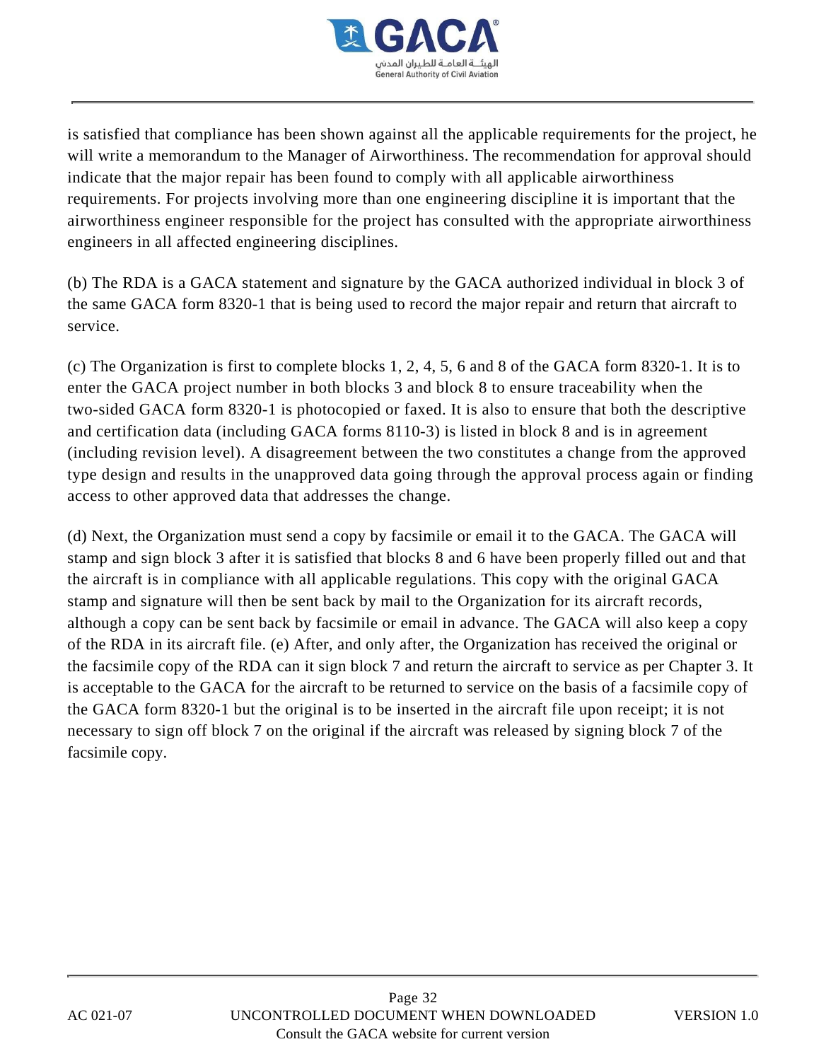is satisfied that compliance has been shown against all the applicable requirements for the project, he will write a memorandum to the Manager of Airworthiness. The recommendation for approval should indicate that the major repair has been found to comply with all applicable airworthiness requirements. For projects involving more than one engineering discipline it is important that the airworthiness engineer responsible for the project has consulted with the appropriate airworthiness engineers in all affected engineering disciplines.

(b) The RDA is a GACA statement and signature by the GACA authorized individual in block 3 of the same GACA form 8320-1 that is being used to record the major repair and return that aircraft to service.

(c) The Organization is first to complete blocks 1, 2, 4, 5, 6 and 8 of the GACA form 8320-1. It is to enter the GACA project number in both blocks 3 and block 8 to ensure traceability when the two-sided GACA form 8320-1 is photocopied or faxed. It is also to ensure that both the descriptive and certification data (including GACA forms 8110-3) is listed in block 8 and is in agreement (including revision level). A disagreement between the two constitutes a change from the approved type design and results in the unapproved data going through the approval process again or finding access to other approved data that addresses the change.

(d) Next, the Organization must send a copy by facsimile or email it to the GACA. The GACA will stamp and sign block 3 after it is satisfied that blocks 8 and 6 have been properly filled out and that the aircraft is in compliance with all applicable regulations. This copy with the original GACA stamp and signature will then be sent back by mail to the Organization for its aircraft records, although a copy can be sent back by facsimile or email in advance. The GACA will also keep a copy of the RDA in its aircraft file. (e) After, and only after, the Organization has received the original or the facsimile copy of the RDA can it sign block 7 and return the aircraft to service as per Chapter 3. It is acceptable to the GACA for the aircraft to be returned to service on the basis of a facsimile copy of the GACA form 8320-1 but the original is to be inserted in the aircraft file upon receipt; it is not necessary to sign off block 7 on the original if the aircraft was released by signing block 7 of the facsimile copy.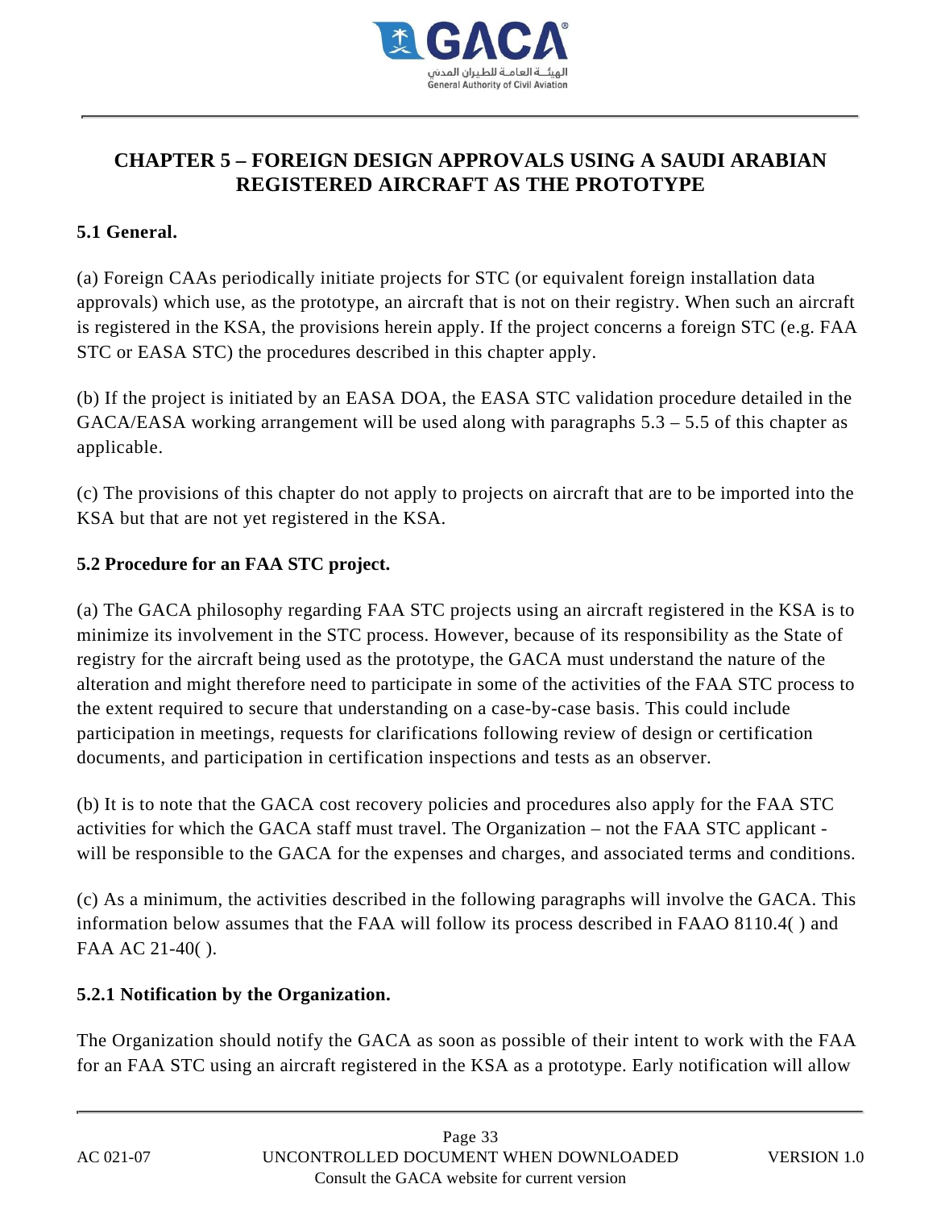# CHAPTER 5 – FOREIGN DESIGN APPROVALS USING A SAUDI ARABIAN REGISTERED AIRCRAFT AS THE PROTOTYPE

## 5.1 General.

(a) Foreign CAAs periodically initiate projects for STC (or equivalent foreign installation data approvals) which use, as the prototype, an aircraft that is not on their registry. When such an aircraft is registered in the KSA, the provisions herein apply. If the project concerns a foreign STC (e.g. FAA STC or EASA STC) the procedures described in this chapter apply.

(b) If the project is initiated by an EASA DOA, the EASA STC validation procedure detailed in the GACA/EASA working arrangement will be used along with paragraphs 5.3 – 5.5 of this chapter as applicable.

(c) The provisions of this chapter do not apply to projects on aircraft that are to be imported into the KSA but that are not yet registered in the KSA.

## 5.2 Procedure for an FAA STC project.

(a) The GACA philosophy regarding FAA STC projects using an aircraft registered in the KSA is to minimize its involvement in the STC process. However, because of its responsibility as the State of registry for the aircraft being used as the prototype, the GACA must understand the nature of the alteration and might therefore need to participate in some of the activities of the FAA STC process to the extent required to secure that understanding on a case-by-case basis. This could include participation in meetings, requests for clarifications following review of design or certification documents, and participation in certification inspections and tests as an observer.

(b) It is to note that the GACA cost recovery policies and procedures also apply for the FAA STC activities for which the GACA staff must travel. The Organization – not the FAA STC applicant - will be responsible to the GACA for the expenses and charges, and associated terms and conditions.

(c) As a minimum, the activities described in the following paragraphs will involve the GACA. This information below assumes that the FAA will follow its process described in FAAO 8110.4( ) and FAA AC 21-40( ).

### 5.2.1 Notification by the Organization.

The Organization should notify the GACA as soon as possible of their intent to work with the FAA for an FAA STC using an aircraft registered in the KSA as a prototype. Early notification will allow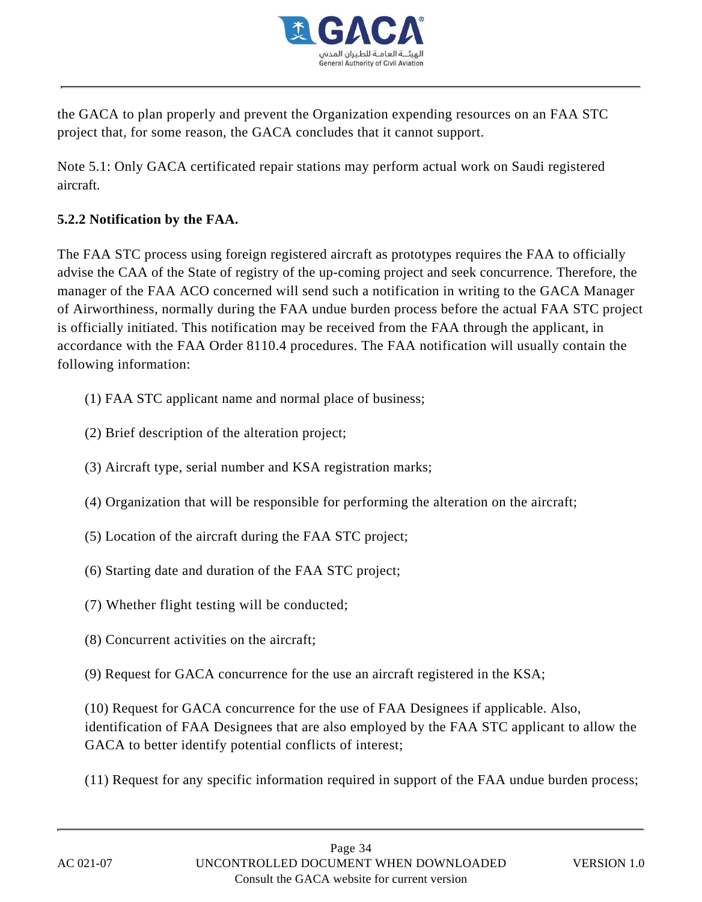the GACA to plan properly and prevent the Organization expending resources on an FAA STC project that, for some reason, the GACA concludes that it cannot support.

Note 5.1: Only GACA certificated repair stations may perform actual work on Saudi registered aircraft.

### 5.2.2 Notification by the FAA.

The FAA STC process using foreign registered aircraft as prototypes requires the FAA to officially advise the CAA of the State of registry of the up-coming project and seek concurrence. Therefore, the manager of the FAA ACO concerned will send such a notification in writing to the GACA Manager of Airworthiness, normally during the FAA undue burden process before the actual FAA STC project is officially initiated. This notification may be received from the FAA through the applicant, in accordance with the FAA Order 8110.4 procedures. The FAA notification will usually contain the following information:

(1) FAA STC applicant name and normal place of business;

(2) Brief description of the alteration project;

(3) Aircraft type, serial number and KSA registration marks;

(4) Organization that will be responsible for performing the alteration on the aircraft;

(5) Location of the aircraft during the FAA STC project;

(6) Starting date and duration of the FAA STC project;

(7) Whether flight testing will be conducted;

(8) Concurrent activities on the aircraft;

(9) Request for GACA concurrence for the use an aircraft registered in the KSA;

(10) Request for GACA concurrence for the use of FAA Designees if applicable. Also, identification of FAA Designees that are also employed by the FAA STC applicant to allow the GACA to better identify potential conflicts of interest;

(11) Request for any specific information required in support of the FAA undue burden process;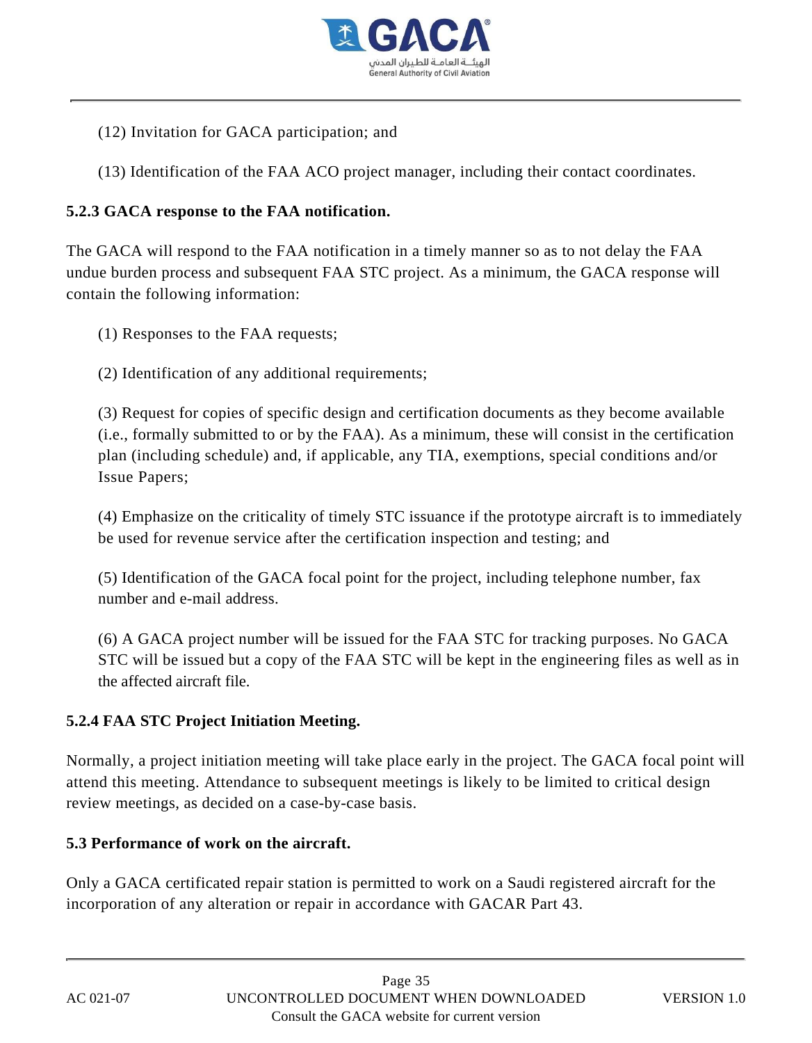(12) Invitation for GACA participation; and

(13) Identification of the FAA ACO project manager, including their contact coordinates.

### 5.2.3 GACA response to the FAA notification.

The GACA will respond to the FAA notification in a timely manner so as to not delay the FAA undue burden process and subsequent FAA STC project. As a minimum, the GACA response will contain the following information:

(1) Responses to the FAA requests;

(2) Identification of any additional requirements;

(3) Request for copies of specific design and certification documents as they become available (i.e., formally submitted to or by the FAA). As a minimum, these will consist in the certification plan (including schedule) and, if applicable, any TIA, exemptions, special conditions and/or Issue Papers;

(4) Emphasize on the criticality of timely STC issuance if the prototype aircraft is to immediately be used for revenue service after the certification inspection and testing; and

(5) Identification of the GACA focal point for the project, including telephone number, fax number and e-mail address.

(6) A GACA project number will be issued for the FAA STC for tracking purposes. No GACA STC will be issued but a copy of the FAA STC will be kept in the engineering files as well as in the affected aircraft file.

### 5.2.4 FAA STC Project Initiation Meeting.

Normally, a project initiation meeting will take place early in the project. The GACA focal point will attend this meeting. Attendance to subsequent meetings is likely to be limited to critical design review meetings, as decided on a case-by-case basis.

## 5.3 Performance of work on the aircraft.

Only a GACA certificated repair station is permitted to work on a Saudi registered aircraft for the incorporation of any alteration or repair in accordance with GACAR Part 43.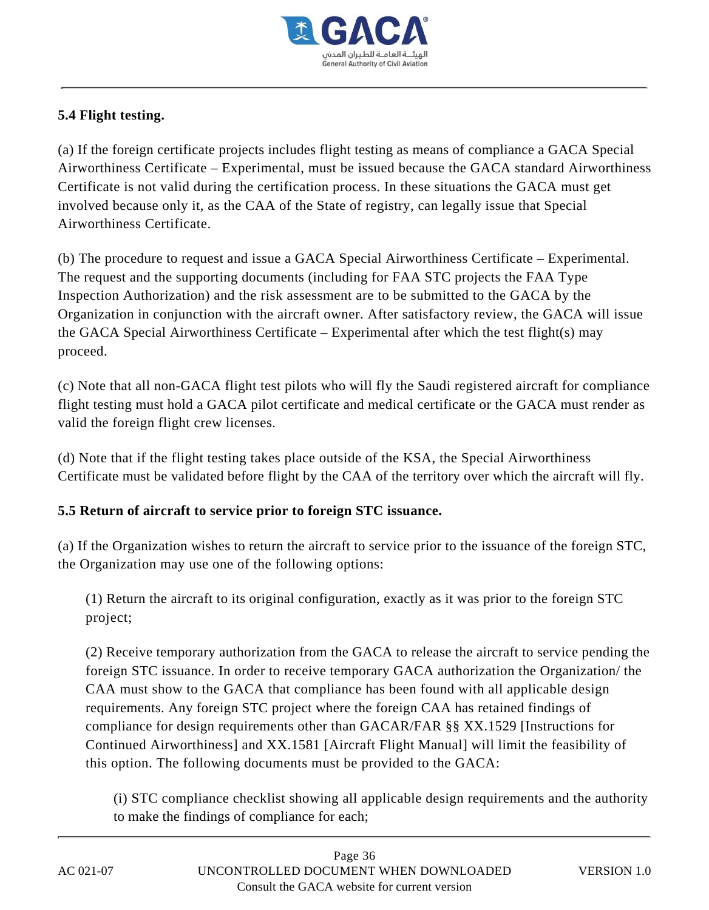### 5.4 Flight testing.

(a) If the foreign certificate projects includes flight testing as means of compliance a GACA Special Airworthiness Certificate – Experimental, must be issued because the GACA standard Airworthiness Certificate is not valid during the certification process. In these situations the GACA must get involved because only it, as the CAA of the State of registry, can legally issue that Special Airworthiness Certificate.

(b) The procedure to request and issue a GACA Special Airworthiness Certificate – Experimental. The request and the supporting documents (including for FAA STC projects the FAA Type Inspection Authorization) and the risk assessment are to be submitted to the GACA by the Organization in conjunction with the aircraft owner. After satisfactory review, the GACA will issue the GACA Special Airworthiness Certificate – Experimental after which the test flight(s) may proceed.

(c) Note that all non-GACA flight test pilots who will fly the Saudi registered aircraft for compliance flight testing must hold a GACA pilot certificate and medical certificate or the GACA must render as valid the foreign flight crew licenses.

(d) Note that if the flight testing takes place outside of the KSA, the Special Airworthiness Certificate must be validated before flight by the CAA of the territory over which the aircraft will fly.

### 5.5 Return of aircraft to service prior to foreign STC issuance.

(a) If the Organization wishes to return the aircraft to service prior to the issuance of the foreign STC, the Organization may use one of the following options:

> (1) Return the aircraft to its original configuration, exactly as it was prior to the foreign STC project;
>
> (2) Receive temporary authorization from the GACA to release the aircraft to service pending the foreign STC issuance. In order to receive temporary GACA authorization the Organization/ the CAA must show to the GACA that compliance has been found with all applicable design requirements. Any foreign STC project where the foreign CAA has retained findings of compliance for design requirements other than GACAR/FAR §§ XX.1529 [Instructions for Continued Airworthiness] and XX.1581 [Aircraft Flight Manual] will limit the feasibility of this option. The following documents must be provided to the GACA:
>
> > (i) STC compliance checklist showing all applicable design requirements and the authority to make the findings of compliance for each;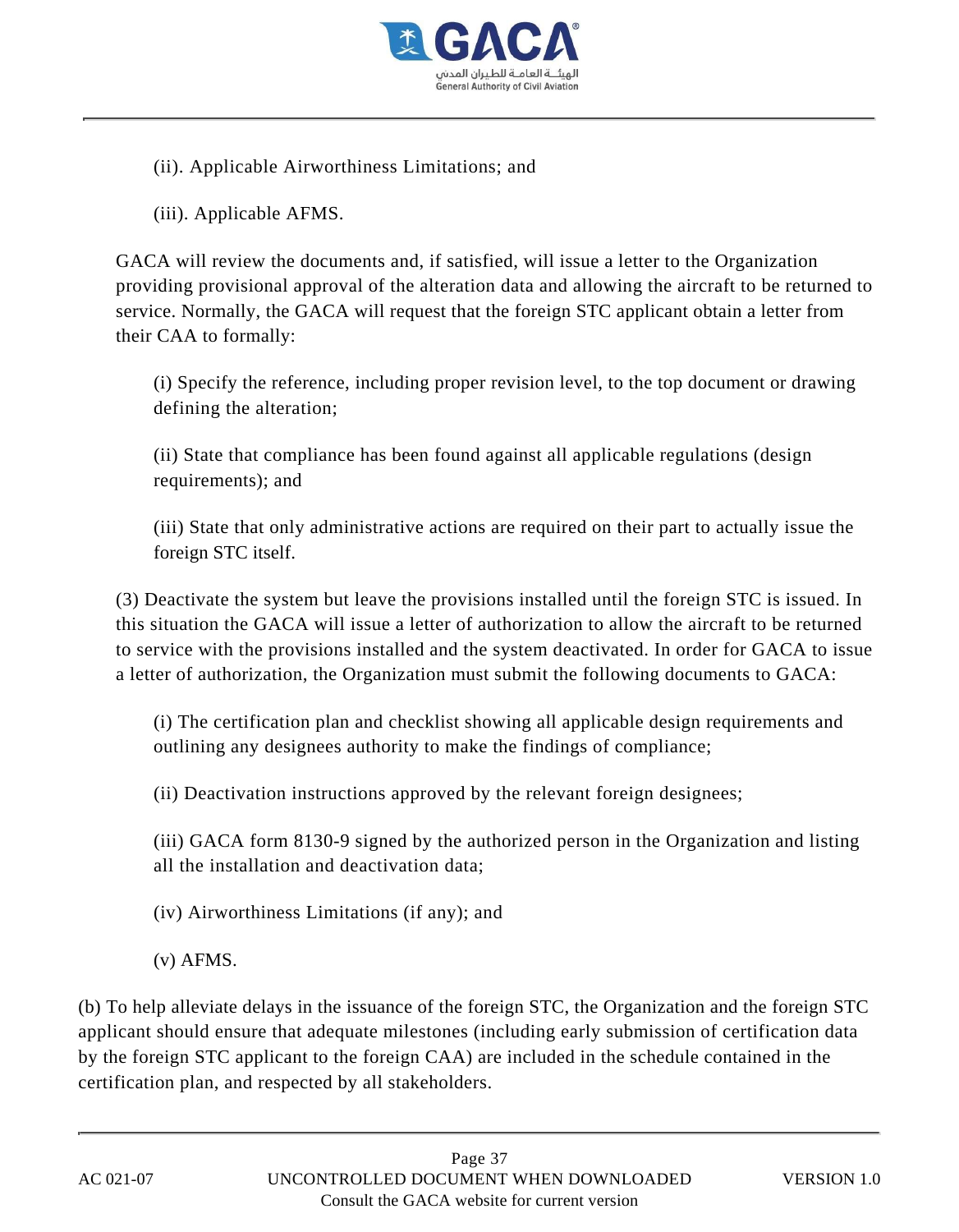(ii). Applicable Airworthiness Limitations; and

(iii). Applicable AFMS.

GACA will review the documents and, if satisfied, will issue a letter to the Organization providing provisional approval of the alteration data and allowing the aircraft to be returned to service. Normally, the GACA will request that the foreign STC applicant obtain a letter from their CAA to formally:

(i) Specify the reference, including proper revision level, to the top document or drawing defining the alteration;

(ii) State that compliance has been found against all applicable regulations (design requirements); and

(iii) State that only administrative actions are required on their part to actually issue the foreign STC itself.

(3) Deactivate the system but leave the provisions installed until the foreign STC is issued. In this situation the GACA will issue a letter of authorization to allow the aircraft to be returned to service with the provisions installed and the system deactivated. In order for GACA to issue a letter of authorization, the Organization must submit the following documents to GACA:

(i) The certification plan and checklist showing all applicable design requirements and outlining any designees authority to make the findings of compliance;

(ii) Deactivation instructions approved by the relevant foreign designees;

(iii) GACA form 8130-9 signed by the authorized person in the Organization and listing all the installation and deactivation data;

(iv) Airworthiness Limitations (if any); and

(v) AFMS.

(b) To help alleviate delays in the issuance of the foreign STC, the Organization and the foreign STC applicant should ensure that adequate milestones (including early submission of certification data by the foreign STC applicant to the foreign CAA) are included in the schedule contained in the certification plan, and respected by all stakeholders.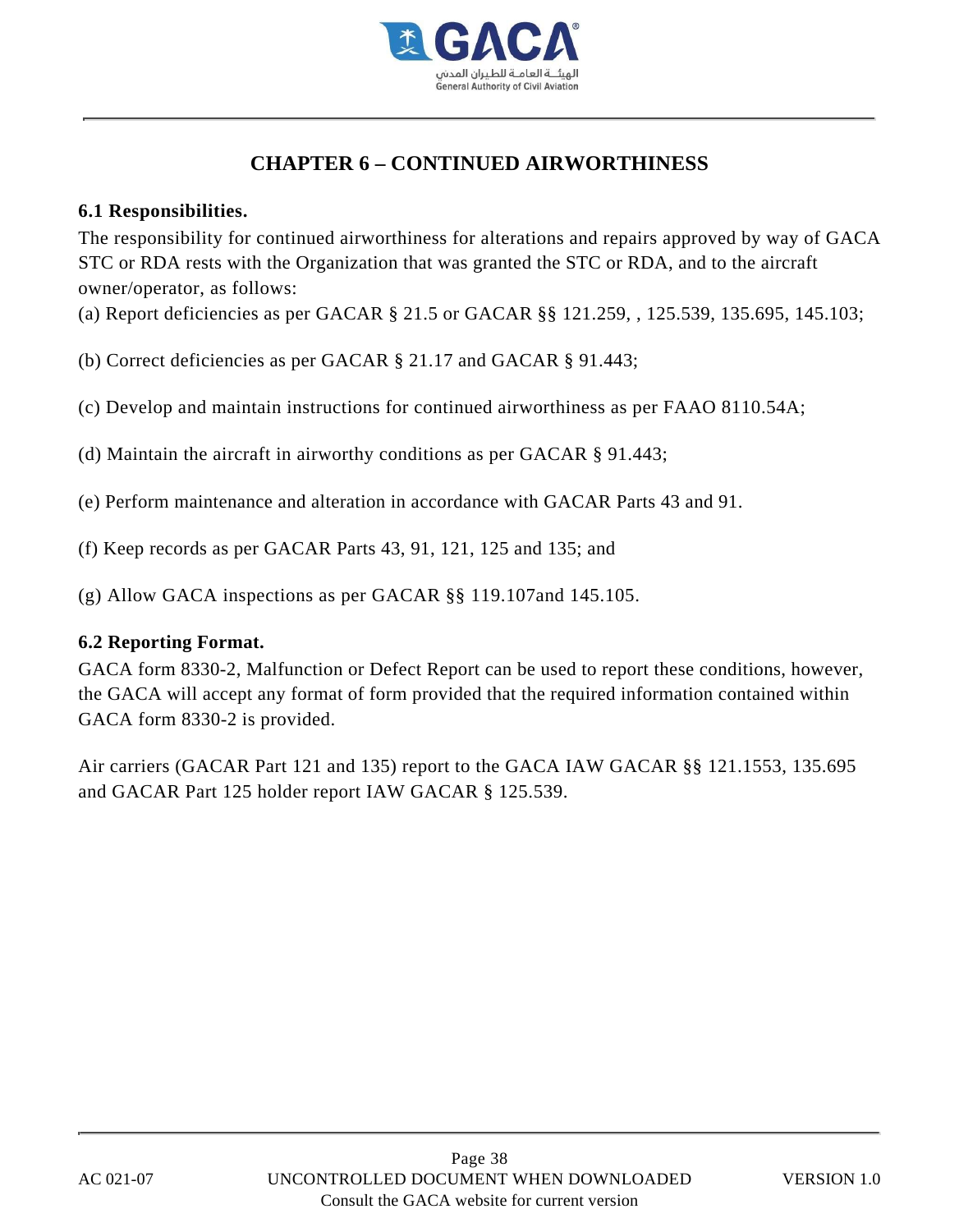# CHAPTER 6 – CONTINUED AIRWORTHINESS

**6.1 Responsibilities.**

The responsibility for continued airworthiness for alterations and repairs approved by way of GACA STC or RDA rests with the Organization that was granted the STC or RDA, and to the aircraft owner/operator, as follows:

(a) Report deficiencies as per GACAR § 21.5 or GACAR §§ 121.259, , 125.539, 135.695, 145.103;

(b) Correct deficiencies as per GACAR § 21.17 and GACAR § 91.443;

(c) Develop and maintain instructions for continued airworthiness as per FAAO 8110.54A;

(d) Maintain the aircraft in airworthy conditions as per GACAR § 91.443;

(e) Perform maintenance and alteration in accordance with GACAR Parts 43 and 91.

(f) Keep records as per GACAR Parts 43, 91, 121, 125 and 135; and

(g) Allow GACA inspections as per GACAR §§ 119.107and 145.105.

**6.2 Reporting Format.**

GACA form 8330-2, Malfunction or Defect Report can be used to report these conditions, however, the GACA will accept any format of form provided that the required information contained within GACA form 8330-2 is provided.

Air carriers (GACAR Part 121 and 135) report to the GACA IAW GACAR §§ 121.1553, 135.695 and GACAR Part 125 holder report IAW GACAR § 125.539.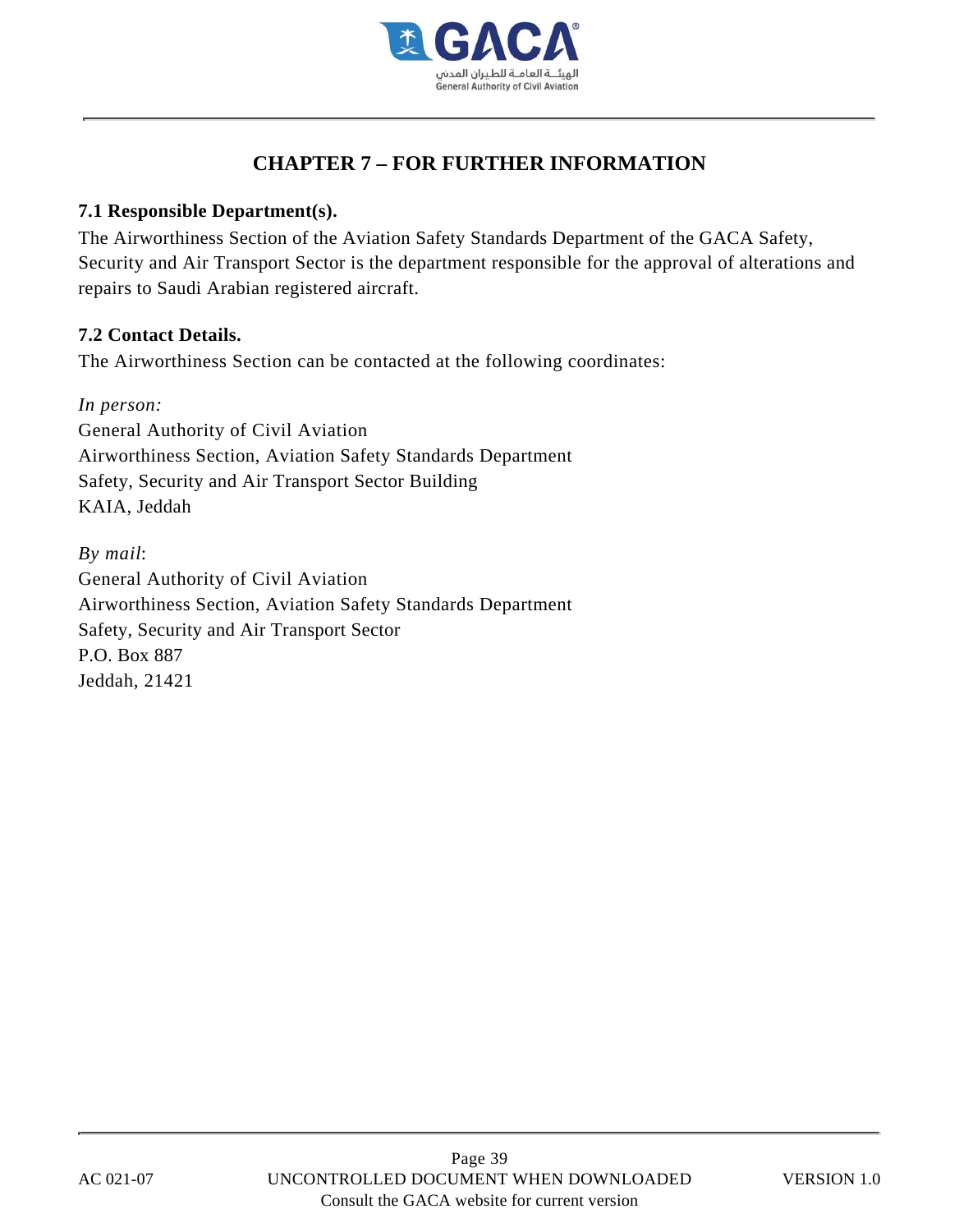# CHAPTER 7 – FOR FURTHER INFORMATION

## 7.1 Responsible Department(s).

The Airworthiness Section of the Aviation Safety Standards Department of the GACA Safety, Security and Air Transport Sector is the department responsible for the approval of alterations and repairs to Saudi Arabian registered aircraft.

## 7.2 Contact Details.

The Airworthiness Section can be contacted at the following coordinates:

*In person:*
General Authority of Civil Aviation
Airworthiness Section, Aviation Safety Standards Department
Safety, Security and Air Transport Sector Building
KAIA, Jeddah

*By mail*:
General Authority of Civil Aviation
Airworthiness Section, Aviation Safety Standards Department
Safety, Security and Air Transport Sector
P.O. Box 887
Jeddah, 21421